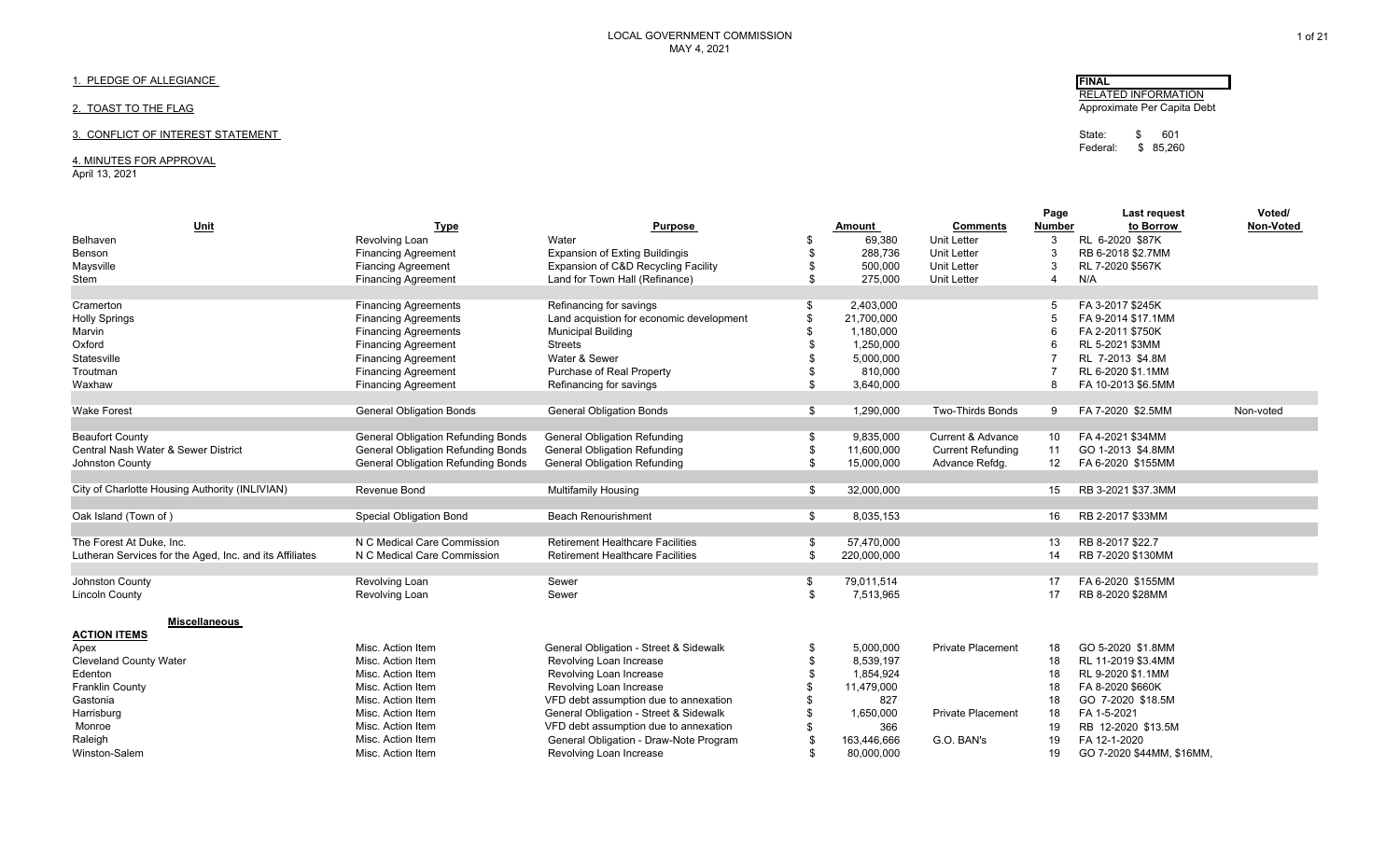LOCAL GOVERNMENT COMMISSION
MAY 4, 2021

1. PLEDGE OF ALLEGIANCE

2. TOAST TO THE FLAG

3. CONFLICT OF INTEREST STATEMENT

4. MINUTES FOR APPROVAL
April 13, 2021

**FINAL**

RELATED INFORMATION
Approximate Per Capita Debt

State: $ 601
Federal: $ 85,260

| Unit | Type | Purpose | | Amount | Comments | Page Number | Last request to Borrow | Voted/ Non-Voted |
|---|---|---|---|---|---|---|---|---|
| Belhaven | Revolving Loan | Water | $ | 69,380 | Unit Letter | 3 | RL 6-2020 $87K | |
| Benson | Financing Agreement | Expansion of Exting Buildingis | $ | 288,736 | Unit Letter | 3 | RB 6-2018 $2.7MM | |
| Maysville | Fiancing Agreement | Expansion of C&D Recycling Facility | $ | 500,000 | Unit Letter | 3 | RL 7-2020 $567K | |
| Stem | Financing Agreement | Land for Town Hall (Refinance) | $ | 275,000 | Unit Letter | 4 | N/A | |
| | | | | | | | | |
| Cramerton | Financing Agreements | Refinancing for savings | $ | 2,403,000 | | 5 | FA 3-2017 $245K | |
| Holly Springs | Financing Agreements | Land acquistion for economic development | $ | 21,700,000 | | 5 | FA 9-2014 $17.1MM | |
| Marvin | Financing Agreements | Municipal Building | $ | 1,180,000 | | 6 | FA 2-2011 $750K | |
| Oxford | Financing Agreement | Streets | $ | 1,250,000 | | 6 | RL 5-2021 $3MM | |
| Statesville | Financing Agreement | Water & Sewer | $ | 5,000,000 | | 7 | RL 7-2013 $4.8M | |
| Troutman | Financing Agreement | Purchase of Real Property | $ | 810,000 | | 7 | RL 6-2020 $1.1MM | |
| Waxhaw | Financing Agreement | Refinancing for savings | $ | 3,640,000 | | 8 | FA 10-2013 $6.5MM | |
| | | | | | | | | |
| Wake Forest | General Obligation Bonds | General Obligation Bonds | $ | 1,290,000 | Two-Thirds Bonds | 9 | FA 7-2020 $2.5MM | Non-voted |
| | | | | | | | | |
| Beaufort County | General Obligation Refunding Bonds | General Obligation Refunding | $ | 9,835,000 | Current & Advance | 10 | FA 4-2021 $34MM | |
| Central Nash Water & Sewer District | General Obligation Refunding Bonds | General Obligation Refunding | $ | 11,600,000 | Current Refunding | 11 | GO 1-2013 $4.8MM | |
| Johnston County | General Obligation Refunding Bonds | General Obligation Refunding | $ | 15,000,000 | Advance Refdg. | 12 | FA 6-2020 $155MM | |
| | | | | | | | | |
| City of Charlotte Housing Authority (INLIVIAN) | Revenue Bond | Multifamily Housing | $ | 32,000,000 | | 15 | RB 3-2021 $37.3MM | |
| | | | | | | | | |
| Oak Island (Town of ) | Special Obligation Bond | Beach Renourishment | $ | 8,035,153 | | 16 | RB 2-2017 $33MM | |
| | | | | | | | | |
| The Forest At Duke, Inc. | N C Medical Care Commission | Retirement Healthcare Facilities | $ | 57,470,000 | | 13 | RB 8-2017 $22.7 | |
| Lutheran Services for the Aged, Inc. and its Affiliates | N C Medical Care Commission | Retirement Healthcare Facilities | $ | 220,000,000 | | 14 | RB 7-2020 $130MM | |
| | | | | | | | | |
| Johnston County | Revolving Loan | Sewer | $ | 79,011,514 | | 17 | FA 6-2020 $155MM | |
| Lincoln County | Revolving Loan | Sewer | $ | 7,513,965 | | 17 | RB 8-2020 $28MM | |
| | | | | | | | | |
| **Miscellaneous** | | | | | | | | |
| **ACTION ITEMS** | | | | | | | | |
| Apex | Misc. Action Item | General Obligation - Street & Sidewalk | $ | 5,000,000 | Private Placement | 18 | GO 5-2020 $1.8MM | |
| Cleveland County Water | Misc. Action Item | Revolving Loan Increase | $ | 8,539,197 | | 18 | RL 11-2019 $3.4MM | |
| Edenton | Misc. Action Item | Revolving Loan Increase | $ | 1,854,924 | | 18 | RL 9-2020 $1.1MM | |
| Franklin County | Misc. Action Item | Revolving Loan Increase | $ | 11,479,000 | | 18 | FA 8-2020 $660K | |
| Gastonia | Misc. Action Item | VFD debt assumption due to annexation | $ | 827 | | 18 | GO 7-2020 $18.5M | |
| Harrisburg | Misc. Action Item | General Obligation - Street & Sidewalk | $ | 1,650,000 | Private Placement | 18 | FA 1-5-2021 | |
| Monroe | Misc. Action Item | VFD debt assumption due to annexation | $ | 366 | | 19 | RB 12-2020 $13.5M | |
| Raleigh | Misc. Action Item | General Obligation - Draw-Note Program | $ | 163,446,666 | G.O. BAN's | 19 | FA 12-1-2020 | |
| Winston-Salem | Misc. Action Item | Revolving Loan Increase | $ | 80,000,000 | | 19 | GO 7-2020 $44MM, $16MM, | |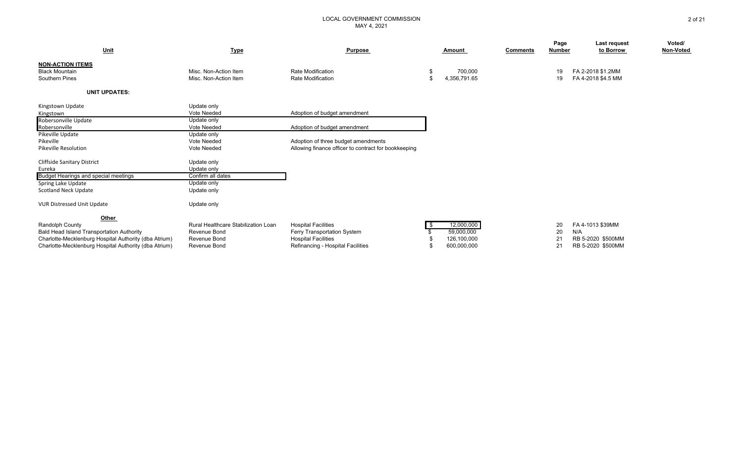LOCAL GOVERNMENT COMMISSION
MAY 4, 2021

| Unit | Type | Purpose | Amount | Comments | Page Number | Last request to Borrow | Voted/ Non-Voted |
|---|---|---|---|---|---|---|---|
| **NON-ACTION ITEMS** | | | | | | | |
| Black Mountain | Misc. Non-Action Item | Rate Modification | $ 700,000 | | 19 | FA 2-2018 $1.2MM | |
| Southern Pines | Misc. Non-Action Item | Rate Modification | $ 4,356,791.65 | | 19 | FA 4-2018 $4.5 MM | |
| **UNIT UPDATES:** | | | | | | | |
| Kingstown Update | Update only | | | | | | |
| Kingstown | Vote Needed | Adoption of budget amendment | | | | | |
| Robersonville Update | Update only | | | | | | |
| Robersonville | Vote Needed | Adoption of budget amendment | | | | | |
| Pikeville Update | Update only | | | | | | |
| Pikeville | Vote Needed | Adoption of three budget amendments | | | | | |
| Pikeville Resolution | Vote Needed | Allowing finance officer to contract for bookkeeping | | | | | |
| Cliffside Sanitary District | Update only | | | | | | |
| Eureka | Update only | | | | | | |
| Budget Hearings and special meetings | Confirm all dates | | | | | | |
| Spring Lake Update | Update only | | | | | | |
| Scotland Neck Update | Update only | | | | | | |
| VUR Distressed Unit Update | Update only | | | | | | |
| **Other** | | | | | | | |
| Randolph County | Rural Healthcare Stabilization Loan | Hospital Facilities | $ 12,000,000 | | 20 | FA 4-1013 $39MM | |
| Bald Head Island Transportation Authority | Revenue Bond | Ferry Transportation System | $ 59,000,000 | | 20 | N/A | |
| Charlotte-Mecklenburg Hospital Authority (dba Atrium) | Revenue Bond | Hospital Facilities | $ 126,100,000 | | 21 | RB 5-2020 $500MM | |
| Charlotte-Mecklenburg Hospital Authority (dba Atrium) | Revenue Bond | Refinancing - Hospital Facilities | $ 600,000,000 | | 21 | RB 5-2020 $500MM | |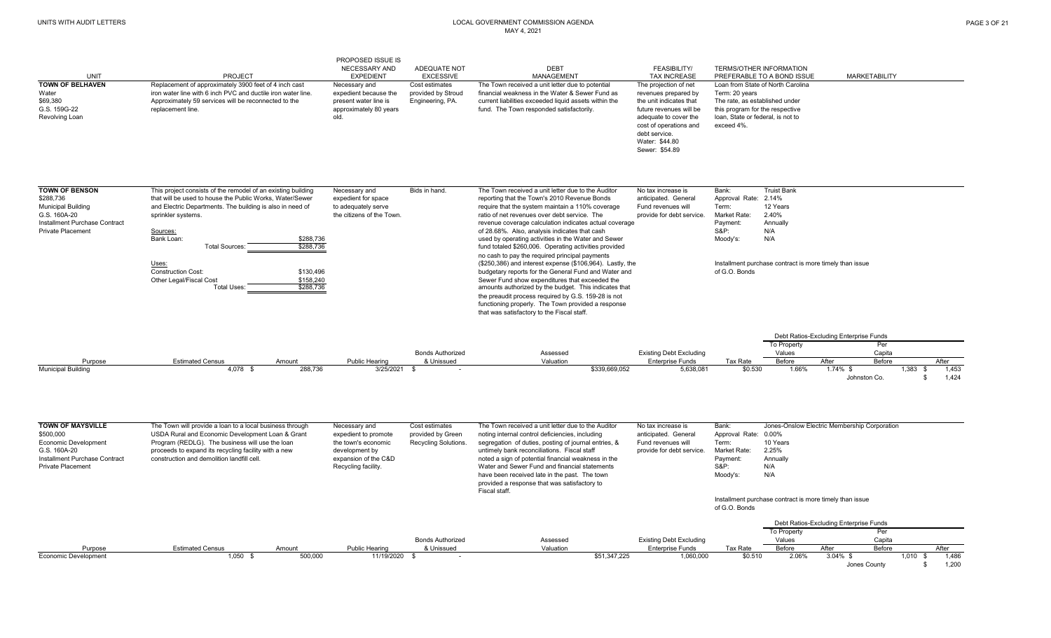UNITS WITH AUDIT LETTERS

LOCAL GOVERNMENT COMMISSION AGENDA
MAY 4, 2021

| UNIT | PROJECT | PROPOSED ISSUE IS NECESSARY AND EXPEDIENT | ADEQUATE NOT EXCESSIVE | DEBT MANAGEMENT | FEASIBILITY/ TAX INCREASE | TERMS/OTHER INFORMATION PREFERABLE TO A BOND ISSUE | MARKETABILITY |
|---|---|---|---|---|---|---|---|
| **TOWN OF BELHAVEN**<br>Water<br>$69,380<br>G.S. 159G-22<br>Revolving Loan | Replacement of approximately 3900 feet of 4 inch cast iron water line with 6 inch PVC and ductile iron water line. Approximately 59 services will be reconnected to the replacement line. | Necessary and expedient because the present water line is approximately 80 years old. | Cost estimates provided by Stroud Engineering, PA. | The Town received a unit letter due to potential financial weakness in the Water & Sewer Fund as current liabilities exceeded liquid assets within the fund. The Town responded satisfactorily. | The projection of net revenues prepared by the unit indicates that future revenues will be adequate to cover the cost of operations and debt service.<br>Water: $44.80<br>Sewer: $54.89 | Loan from State of North Carolina<br>Term: 20 years<br>The rate, as established under this program for the respective loan, State or federal, is not to exceed 4%. | |
| **TOWN OF BENSON**<br>$288,736<br>Municipal Building<br>G.S. 160A-20<br>Installment Purchase Contract<br>Private Placement | This project consists of the remodel of an existing building that will be used to house the Public Works, Water/Sewer and Electric Departments. The building is also in need of sprinkler systems.<br><br>Sources:<br>Bank Loan: $288,736<br>Total Sources: $288,736<br><br>Uses:<br>Construction Cost: $130,496<br>Other Legal/Fiscal Cost $158,240<br>Total Uses: $288,736 | Necessary and expedient for space to adequately serve the citizens of the Town. | Bids in hand. | The Town received a unit letter due to the Auditor reporting that the Town's 2010 Revenue Bonds require that the system maintain a 110% coverage ratio of net revenues over debt service. The revenue coverage calculation indicates actual coverage of 28.68%. Also, analysis indicates that cash used by operating activities in the Water and Sewer fund totaled $260,006. Operating activities provided no cash to pay the required principal payments ($250,386) and interest expense ($106,964). Lastly, the budgetary reports for the General Fund and Water and Sewer Fund show expenditures that exceeded the amounts authorized by the budget. This indicates that the preaudit process required by G.S. 159-28 is not functioning properly. The Town provided a response that was satisfactory to the Fiscal staff. | No tax increase is anticipated. General Fund revenues will provide for debt service. | Bank: Truist Bank<br>Approval Rate: 2.14%<br>Term: 12 Years<br>Market Rate: 2.40%<br>Payment: Annually<br>S&P: N/A<br>Moody's: N/A<br><br>Installment purchase contract is more timely than issue of G.O. Bonds | |

| Purpose | Estimated Census | Amount | Public Hearing | Bonds Authorized & Unissued | Assessed Valuation | Existing Debt Excluding Enterprise Funds | Tax Rate | Debt Ratios-Excluding Enterprise Funds: To Property Values Before | After | Per Capita Before | After |
|---|---|---|---|---|---|---|---|---|---|---|---|
| Municipal Building | 4,078 | $ 288,736 | 3/25/2021 | $ - | $339,669,052 | 5,638,081 | $0.530 | 1.66% | 1.74% | $ 1,383 | $ 1,453 |
| | | | | | | | | | | Johnston Co. | $ 1,424 |

| UNIT | PROJECT | PROPOSED ISSUE IS NECESSARY AND EXPEDIENT | ADEQUATE NOT EXCESSIVE | DEBT MANAGEMENT | FEASIBILITY/ TAX INCREASE | TERMS/OTHER INFORMATION PREFERABLE TO A BOND ISSUE | MARKETABILITY |
|---|---|---|---|---|---|---|---|
| **TOWN OF MAYSVILLE**<br>$500,000<br>Economic Development<br>G.S. 160A-20<br>Installment Purchase Contract<br>Private Placement | The Town will provide a loan to a local business through USDA Rural and Economic Development Loan & Grant Program (REDLG). The business will use the loan proceeds to expand its recycling facility with a new construction and demolition landfill cell. | Necessary and expedient to promote the town's economic development by expansion of the C&D Recycling facility. | Cost estimates provided by Green Recycling Solutions. | The Town received a unit letter due to the Auditor noting internal control deficiencies, including segregation of duties, posting of journal entries, & untimely bank reconciliations. Fiscal staff noted a sign of potential financial weakness in the Water and Sewer Fund and financial statements have been received late in the past. The town provided a response that was satisfactory to Fiscal staff. | No tax increase is anticipated. General Fund revenues will provide for debt service. | Bank: Jones-Onslow Electric Membership Corporation<br>Approval Rate: 0.00%<br>Term: 10 Years<br>Market Rate: 2.25%<br>Payment: Annually<br>S&P: N/A<br>Moody's: N/A<br><br>Installment purchase contract is more timely than issue of G.O. Bonds | |

| Purpose | Estimated Census | Amount | Public Hearing | Bonds Authorized & Unissued | Assessed Valuation | Existing Debt Excluding Enterprise Funds | Tax Rate | Debt Ratios-Excluding Enterprise Funds: To Property Values Before | After | Per Capita Before | After |
|---|---|---|---|---|---|---|---|---|---|---|---|
| Economic Development | 1,050 | $ 500,000 | 11/19/2020 | $ - | $51,347,225 | 1,060,000 | $0.510 | 2.06% | 3.04% | $ 1,010 | $ 1,486 |
| | | | | | | | | | | Jones County | $ 1,200 |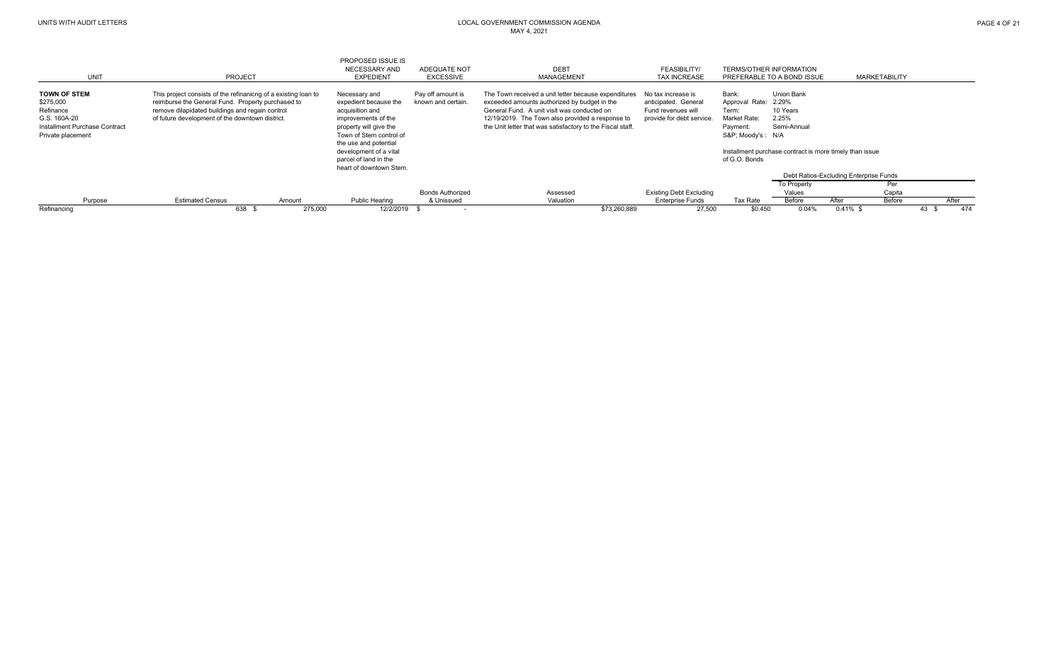UNITS WITH AUDIT LETTERS

LOCAL GOVERNMENT COMMISSION AGENDA
MAY 4, 2021

| UNIT | PROJECT | PROPOSED ISSUE IS NECESSARY AND EXPEDIENT | ADEQUATE NOT EXCESSIVE | DEBT MANAGEMENT | FEASIBILITY/ TAX INCREASE | TERMS/OTHER INFORMATION PREFERABLE TO A BOND ISSUE | MARKETABILITY |
|---|---|---|---|---|---|---|---|
| **TOWN OF STEM**<br>$275,000<br>Refinance<br>G.S. 160A-20<br>Installment Purchase Contract<br>Private placement | This project consists of the refinanicng of a existing loan to reimburse the General Fund. Property purchased to remove dilapidated buildings and regain control of future development of the downtown district. | Necessary and expedient because the acquisition and improvements of the property will give the Town of Stem control of the use and potential development of a vital parcel of land in the heart of downtown Stem. | Pay off amount is known and certain. | The Town received a unit letter because expenditures exceeded amounts authorized by budget in the General Fund. A unit visit was conducted on 12/19/2019. The Town also provided a response to the Unit letter that was satisfactory to the Fiscal staff. | No tax increase is anticipated. General Fund revenues will provide for debt service. | Bank: Union Bank<br>Approval Rate: 2.29%<br>Term: 10 Years<br>Market Rate: 2.25%<br>Payment: Semi-Annual<br>S&P; Moody's : N/A<br><br>Installment purchase contract is more timely than issue of G.O. Bonds | |

| | | | | | | | | Debt Ratios-Excluding Enterprise Funds | | | |
|---|---|---|---|---|---|---|---|---|---|---|---|
| | | | | | | | | To Property Values | | Per Capita | |
| Purpose | Estimated Census | Amount | Public Hearing | Bonds Authorized & Unissued | Assessed Valuation | Existing Debt Excluding Enterprise Funds | Tax Rate | Before | After | Before | After |
| Refinancing | 638 | $ 275,000 | 12/2/2019 | $ - | $73,260,889 | 27,500 | $0.450 | 0.04% | 0.41% | $ 43 | $ 474 |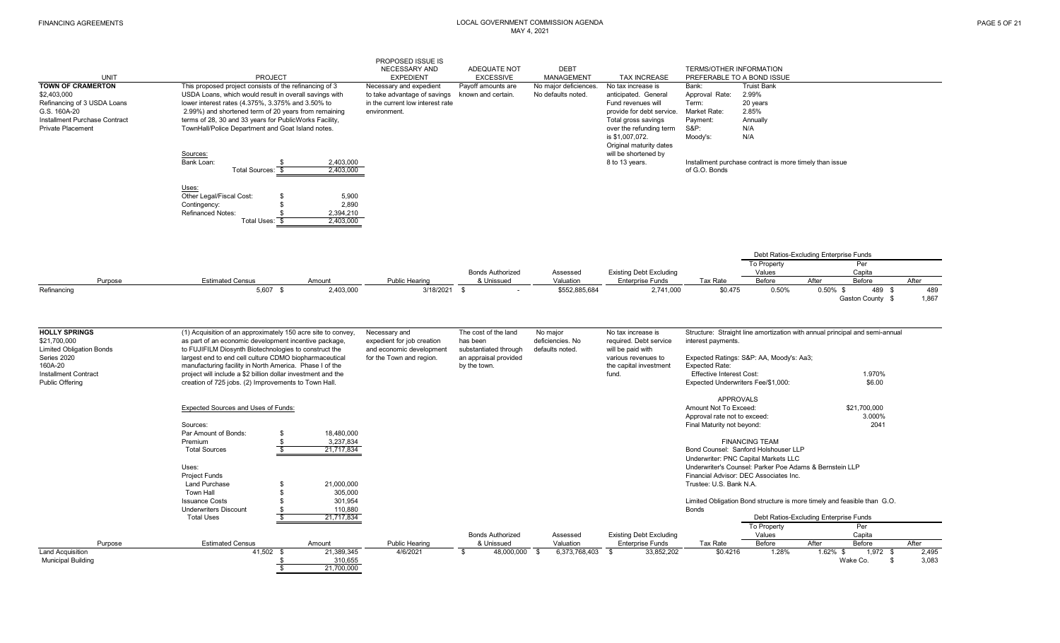| UNIT | PROJECT | PROPOSED ISSUE IS NECESSARY AND EXPEDIENT | ADEQUATE NOT EXCESSIVE | DEBT MANAGEMENT | TAX INCREASE | TERMS/OTHER INFORMATION PREFERABLE TO A BOND ISSUE |
|---|---|---|---|---|---|---|
| **TOWN OF CRAMERTON**<br>$2,403,000<br>Refinancing of 3 USDA Loans<br>G.S. 160A-20<br>Installment Purchase Contract<br>Private Placement | This proposed project consists of the refinancing of 3 USDA Loans, which would result in overall savings with lower interest rates (4.375%, 3.375% and 3.50% to 2.99%) and shortened term of 20 years from remaining terms of 28, 30 and 33 years for PublicWorks Facility, TownHall/Police Department and Goat Island notes.<br><br>Sources:<br>Bank Loan: $ 2,403,000<br>Total Sources: $ 2,403,000<br><br>Uses:<br>Other Legal/Fiscal Cost: $ 5,900<br>Contingency: $ 2,890<br>Refinanced Notes: $ 2,394,210<br>Total Uses: $ 2,403,000 | Necessary and expedient to take advantage of savings in the current low interest rate environment. | Payoff amounts are known and certain. | No major deficiences. No defaults noted. | No tax increase is anticipated. General Fund revenues will provide for debt service. Total gross savings over the refunding term is $1,007,072. Original maturity dates will be shortened by 8 to 13 years. | Bank: Truist Bank<br>Approval Rate: 2.99%<br>Term: 20 years<br>Market Rate: 2.85%<br>Payment: Annually<br>S&P: N/A<br>Moody's: N/A<br><br>Installment purchase contract is more timely than issue of G.O. Bonds |

| Purpose | Estimated Census | Amount | Public Hearing | Bonds Authorized & Unissued | Assessed Valuation | Existing Debt Excluding Enterprise Funds | Tax Rate | Debt Ratios-Excluding Enterprise Funds: To Property Values Before | After | Per Capita Before | After |
|---|---|---|---|---|---|---|---|---|---|---|---|
| Refinancing | 5,607 | $ 2,403,000 | 3/18/2021 | $ - | $552,885,684 | 2,741,000 | $0.475 | 0.50% | 0.50% | $ 489 | $ 489 |
| | | | | | | | | | | Gaston County | $ 1,867 |

| UNIT | PROJECT | PROPOSED ISSUE IS NECESSARY AND EXPEDIENT | ADEQUATE NOT EXCESSIVE | DEBT MANAGEMENT | TAX INCREASE | TERMS/OTHER INFORMATION PREFERABLE TO A BOND ISSUE |
|---|---|---|---|---|---|---|
| **HOLLY SPRINGS**<br>$21,700,000<br>Limited Obligation Bonds<br>Series 2020<br>160A-20<br>Installment Contract<br>Public Offering | (1) Acquisition of an approximately 150 acre site to convey, as part of an economic development incentive package, to FUJIFILM Diosynth Biotechnologies to construct the largest end to end cell culture CDMO biopharmaceutical manufacturing facility in North America. Phase I of the project will include a $2 billion dollar investment and the creation of 725 jobs. (2) Improvements to Town Hall.<br><br>Expected Sources and Uses of Funds:<br><br>Sources:<br>Par Amount of Bonds: $ 18,480,000<br>Premium $ 3,237,834<br>Total Sources $ 21,717,834<br><br>Uses:<br>Project Funds<br>Land Purchase $ 21,000,000<br>Town Hall $ 305,000<br>Issuance Costs $ 301,954<br>Underwriters Discount $ 110,880<br>Total Uses $ 21,717,834 | Necessary and expedient for job creation and economic development for the Town and region. | The cost of the land has been substantiated through an appraisal provided by the town. | No major deficiencies. No defaults noted. | No tax increase is required. Debt service will be paid with various revenues to the capital investment fund. | Structure: Straight line amortization with annual principal and semi-annual interest payments.<br><br>Expected Ratings: S&P: AA, Moody's: Aa3;<br>Expected Rate:<br>Effective Interest Cost: 1.970%<br>Expected Underwriters Fee/$1,000: $6.00<br><br>APPROVALS<br>Amount Not To Exceed: $21,700,000<br>Approval rate not to exceed: 3.000%<br>Final Maturity not beyond: 2041<br><br>FINANCING TEAM<br>Bond Counsel: Sanford Holshouser LLP<br>Underwriter: PNC Capital Markets LLC<br>Underwriter's Counsel: Parker Poe Adams & Bernstein LLP<br>Financial Advisor: DEC Associates Inc.<br>Trustee: U.S. Bank N.A.<br><br>Limited Obligation Bond structure is more timely and feasible than G.O. Bonds |

| Purpose | Estimated Census | Amount | Public Hearing | Bonds Authorized & Unissued | Assessed Valuation | Existing Debt Excluding Enterprise Funds | Tax Rate | Debt Ratios-Excluding Enterprise Funds: To Property Values Before | After | Per Capita Before | After |
|---|---|---|---|---|---|---|---|---|---|---|---|
| Land Acquisition | 41,502 | $ 21,389,345 | 4/6/2021 | $ 48,000,000 | $ 6,373,768,403 | $ 33,852,202 | $0.4216 | 1.28% | 1.62% | $ 1,972 | $ 2,495 |
| Municipal Building | | $ 310,655 | | | | | | | | Wake Co. | $ 3,083 |
| | | $ 21,700,000 | | | | | | | | | |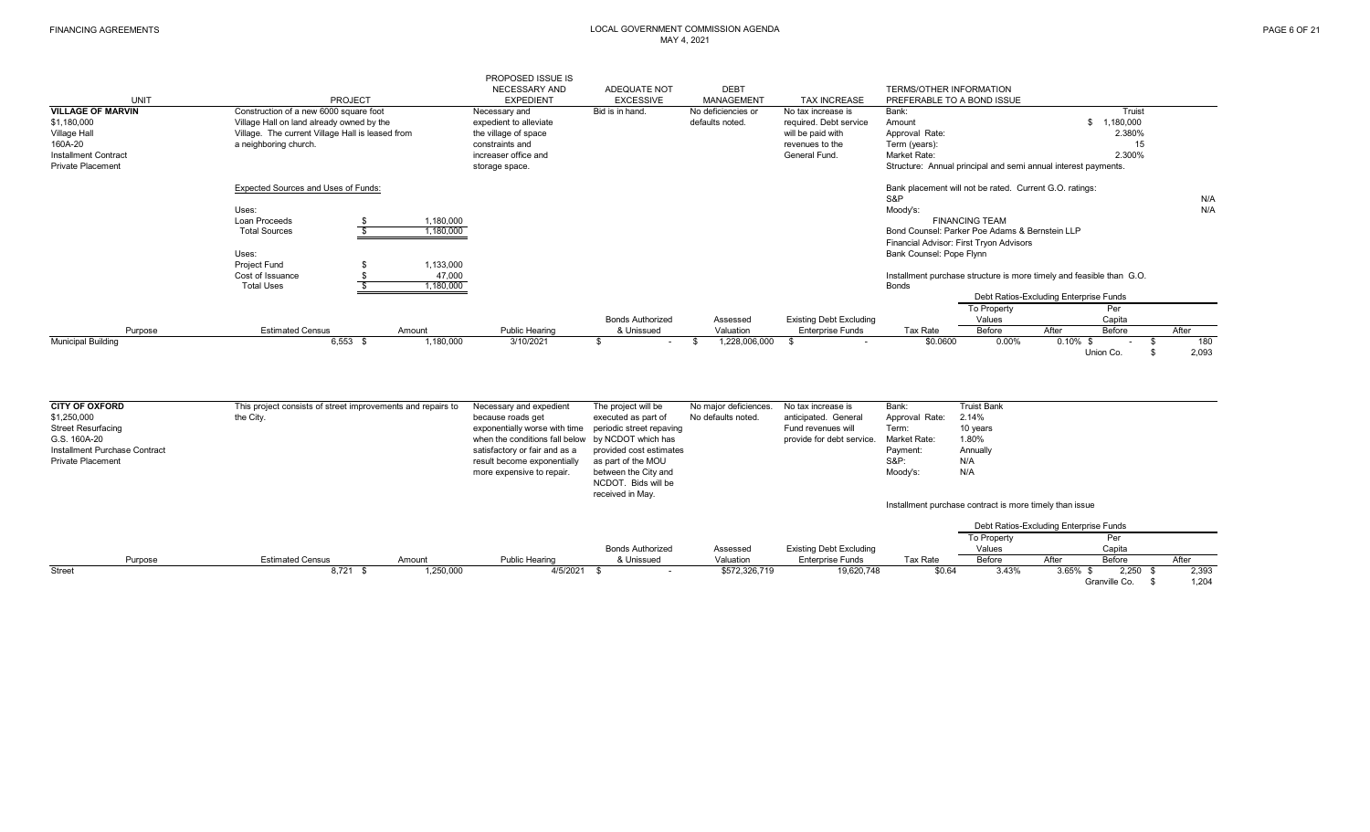| UNIT | PROJECT | PROPOSED ISSUE IS NECESSARY AND EXPEDIENT | ADEQUATE NOT EXCESSIVE | DEBT MANAGEMENT | TAX INCREASE | TERMS/OTHER INFORMATION PREFERABLE TO A BOND ISSUE |
|---|---|---|---|---|---|---|
| **VILLAGE OF MARVIN**<br>$1,180,000<br>Village Hall<br>160A-20<br>Installment Contract<br>Private Placement | Construction of a new 6000 square foot Village Hall on land already owned by the Village. The current Village Hall is leased from a neighboring church. | Necessary and expedient to alleviate the village of space constraints and increaser office and storage space. | Bid is in hand. | No deficiencies or defaults noted. | No tax increase is required. Debt service will be paid with revenues to the General Fund. | Bank: Truist<br>Amount: $ 1,180,000<br>Approval Rate: 2.380%<br>Term (years): 15<br>Market Rate: 2.300%<br>Structure: Annual principal and semi annual interest payments. |

Expected Sources and Uses of Funds:

| Uses: | |
|---|---|
| Loan Proceeds | $ 1,180,000 |
| Total Sources | $ 1,180,000 |

| Uses: | |
|---|---|
| Project Fund | $ 1,133,000 |
| Cost of Issuance | $ 47,000 |
| Total Uses | $ 1,180,000 |

Bank placement will not be rated. Current G.O. ratings:
S&P: N/A
Moody's: N/A

FINANCING TEAM
Bond Counsel: Parker Poe Adams & Bernstein LLP
Financial Advisor: First Tryon Advisors
Bank Counsel: Pope Flynn

Installment purchase structure is more timely and feasible than G.O. Bonds

| Purpose | Estimated Census | Amount | Public Hearing | Bonds Authorized & Unissued | Assessed Valuation | Existing Debt Excluding Enterprise Funds | Tax Rate | Debt Ratios-Excluding Enterprise Funds: To Property Values Before | After | Per Capita Before | After |
|---|---|---|---|---|---|---|---|---|---|---|---|
| Municipal Building | 6,553 | $ 1,180,000 | 3/10/2021 | $ - | $ 1,228,006,000 | $ - | $0.0600 | 0.00% | 0.10% | $ - | $ 180 |
| | | | | | | | | | | Union Co. | $ 2,093 |

| UNIT | PROJECT | PROPOSED ISSUE IS NECESSARY AND EXPEDIENT | ADEQUATE NOT EXCESSIVE | DEBT MANAGEMENT | TAX INCREASE | TERMS/OTHER INFORMATION PREFERABLE TO A BOND ISSUE |
|---|---|---|---|---|---|---|
| **CITY OF OXFORD**<br>$1,250,000<br>Street Resurfacing<br>G.S. 160A-20<br>Installment Purchase Contract<br>Private Placement | This project consists of street improvements and repairs to the City. | Necessary and expedient because roads get exponentially worse with time when the conditions fall below satisfactory or fair and as a result become exponentially more expensive to repair. | The project will be executed as part of periodic street repaving by NCDOT which has provided cost estimates as part of the MOU between the City and NCDOT. Bids will be received in May. | No major deficiences. No defaults noted. | No tax increase is anticipated. General Fund revenues will provide for debt service. | Bank: Truist Bank<br>Approval Rate: 2.14%<br>Term: 10 years<br>Market Rate: 1.80%<br>Payment: Annually<br>S&P: N/A<br>Moody's: N/A<br><br>Installment purchase contract is more timely than issue |

| Purpose | Estimated Census | Amount | Public Hearing | Bonds Authorized & Unissued | Assessed Valuation | Existing Debt Excluding Enterprise Funds | Tax Rate | Debt Ratios-Excluding Enterprise Funds: To Property Values Before | After | Per Capita Before | After |
|---|---|---|---|---|---|---|---|---|---|---|---|
| Street | 8,721 | $ 1,250,000 | 4/5/2021 | $ - | $572,326,719 | 19,620,748 | $0.64 | 3.43% | 3.65% | $ 2,250 | $ 2,393 |
| | | | | | | | | | | Granville Co. | $ 1,204 |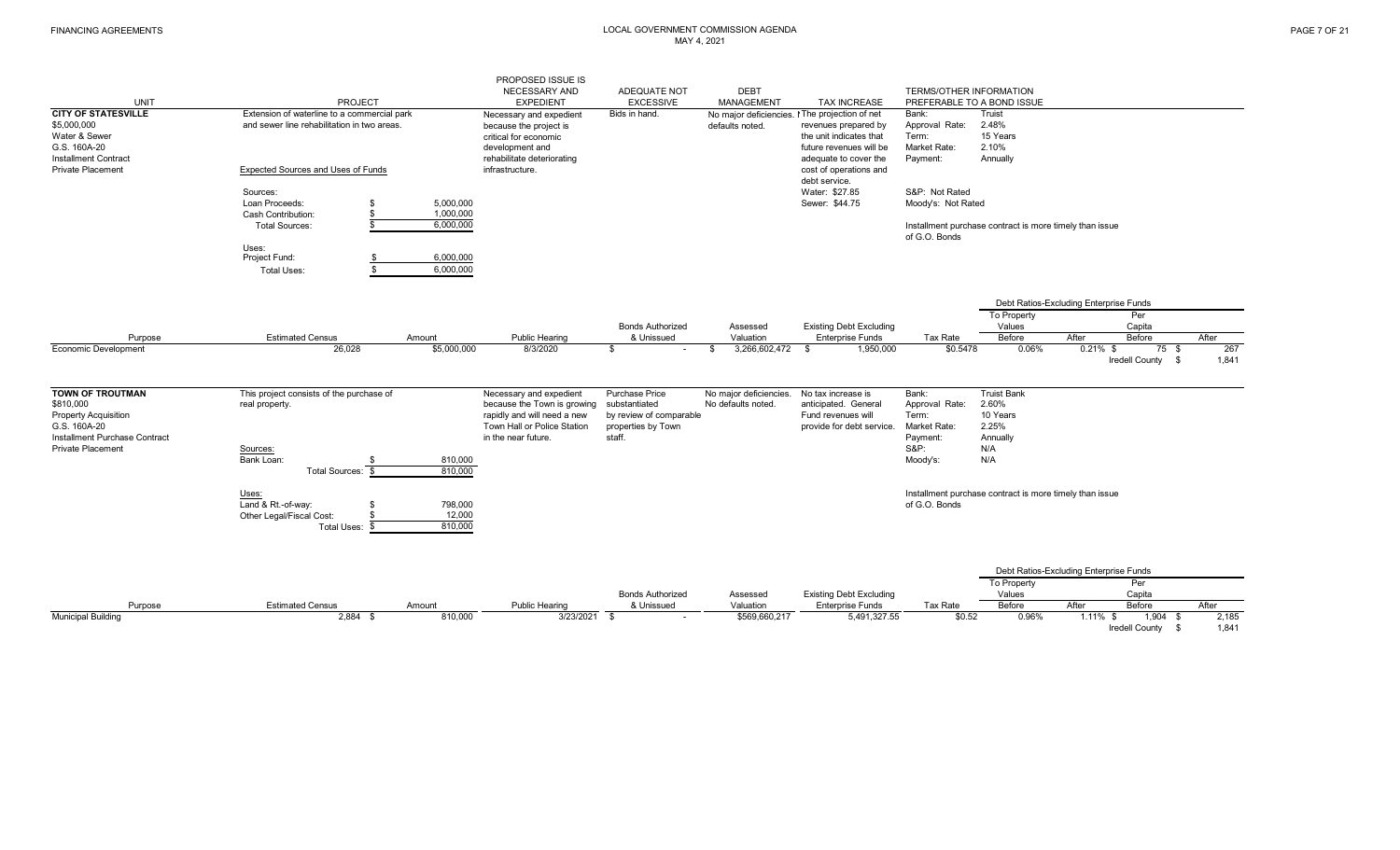# LOCAL GOVERNMENT COMMISSION AGENDA

MAY 4, 2021

FINANCING AGREEMENTS

| UNIT | PROJECT | PROPOSED ISSUE IS NECESSARY AND EXPEDIENT | ADEQUATE NOT EXCESSIVE | DEBT MANAGEMENT | TAX INCREASE | TERMS/OTHER INFORMATION PREFERABLE TO A BOND ISSUE |
|---|---|---|---|---|---|---|
| **CITY OF STATESVILLE**<br>$5,000,000<br>Water & Sewer<br>G.S. 160A-20<br>Installment Contract<br>Private Placement | Extension of waterline to a commercial park and sewer line rehabilitation in two areas.<br><br>Expected Sources and Uses of Funds<br><br>Sources:<br>Loan Proceeds: $ 5,000,000<br>Cash Contribution: $ 1,000,000<br>Total Sources: $ 6,000,000<br><br>Uses:<br>Project Fund: $ 6,000,000<br>Total Uses: $ 6,000,000 | Necessary and expedient because the project is critical for economic development and rehabilitate deteriorating infrastructure. | Bids in hand. | No major deficiencies. No defaults noted. | The projection of net revenues prepared by the unit indicates that future revenues will be adequate to cover the cost of operations and debt service.<br>Water: $27.85<br>Sewer: $44.75 | Bank: Truist<br>Approval Rate: 2.48%<br>Term: 15 Years<br>Market Rate: 2.10%<br>Payment: Annually<br><br>S&P: Not Rated<br>Moody's: Not Rated<br><br>Installment purchase contract is more timely than issue of G.O. Bonds |

| Purpose | Estimated Census | Amount | Public Hearing | Bonds Authorized & Unissued | Assessed Valuation | Existing Debt Excluding Enterprise Funds | Tax Rate | Debt Ratios-Excluding Enterprise Funds: To Property Values Before | After | Per Capita Before | After |
|---|---|---|---|---|---|---|---|---|---|---|---|
| Economic Development | 26,028 | $5,000,000 | 8/3/2020 | $ - | $ 3,266,602,472 | $ 1,950,000 | $0.5478 | 0.06% | 0.21% | $ 75 | $ 267 |
| | | | | | | | | | | Iredell County | $ 1,841 |

| UNIT | PROJECT | PROPOSED ISSUE IS NECESSARY AND EXPEDIENT | ADEQUATE NOT EXCESSIVE | DEBT MANAGEMENT | TAX INCREASE | TERMS/OTHER INFORMATION PREFERABLE TO A BOND ISSUE |
|---|---|---|---|---|---|---|
| **TOWN OF TROUTMAN**<br>$810,000<br>Property Acquisition<br>G.S. 160A-20<br>Installment Purchase Contract<br>Private Placement | This project consists of the purchase of real property.<br><br>Sources:<br>Bank Loan: $ 810,000<br>Total Sources: $ 810,000<br><br>Uses:<br>Land & Rt.-of-way: $ 798,000<br>Other Legal/Fiscal Cost: $ 12,000<br>Total Uses: $ 810,000 | Necessary and expedient because the Town is growing rapidly and will need a new Town Hall or Police Station in the near future. | Purchase Price substantiated by review of comparable properties by Town staff. | No major deficiencies. No defaults noted. | No tax increase is anticipated. General Fund revenues will provide for debt service. | Bank: Truist Bank<br>Approval Rate: 2.60%<br>Term: 10 Years<br>Market Rate: 2.25%<br>Payment: Annually<br>S&P: N/A<br>Moody's: N/A<br><br>Installment purchase contract is more timely than issue of G.O. Bonds |

| Purpose | Estimated Census | Amount | Public Hearing | Bonds Authorized & Unissued | Assessed Valuation | Existing Debt Excluding Enterprise Funds | Tax Rate | Debt Ratios-Excluding Enterprise Funds: To Property Values Before | After | Per Capita Before | After |
|---|---|---|---|---|---|---|---|---|---|---|---|
| Municipal Building | 2,884 | $ 810,000 | 3/23/2021 | $ - | $569,660,217 | 5,491,327.55 | $0.52 | 0.96% | 1.11% | $ 1,904 | $ 2,185 |
| | | | | | | | | | | Iredell County | $ 1,841 |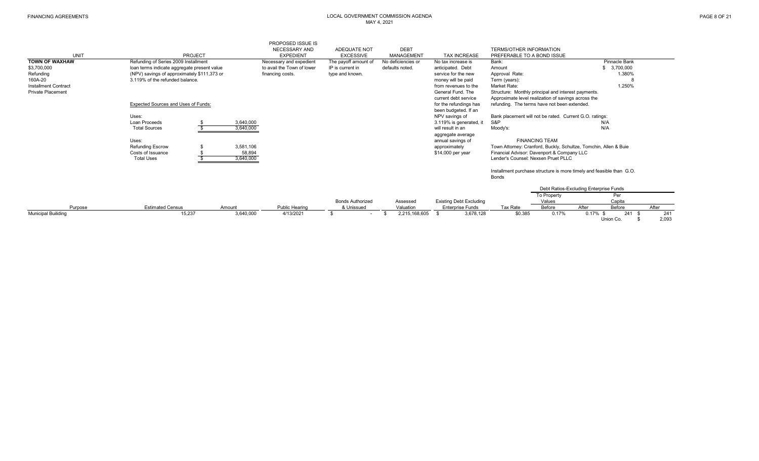| UNIT | PROJECT | PROPOSED ISSUE IS NECESSARY AND EXPEDIENT | ADEQUATE NOT EXCESSIVE | DEBT MANAGEMENT | TAX INCREASE | TERMS/OTHER INFORMATION PREFERABLE TO A BOND ISSUE |
|---|---|---|---|---|---|---|
| **TOWN OF WAXHAW**<br>$3,700,000<br>Refunding<br>160A-20<br>Installment Contract<br>Private Placement | Refunding of Series 2009 Installment loan terms indicate aggregate present value (NPV) savings of approximately $111,373 or 3.119% of the refunded balance. | Necessary and expedient to avail the Town of lower financing costs. | The payoff amount of IP is current in type and known. | No deficiencies or defaults noted. | No tax increase is anticipated. Debt service for the new money will be paid from revenues to the General Fund. The current debt service for the refundings has been budgeted. If an NPV savings of 3.119% is generated, it will result in an aggregate average annual savings of approximately $14,000 per year | Bank: Pinnacle Bank<br>Amount: $ 3,700,000<br>Approval Rate: 1.380%<br>Term (years): 8<br>Market Rate: 1.250%<br>Structure: Monthly principal and interest payments. Approximate level realization of savings across the refunding. The terms have not been extended.<br><br>Bank placement will not be rated. Current G.O. ratings:<br>S&P: N/A<br>Moody's: N/A<br><br>FINANCING TEAM<br>Town Attorney: Cranford, Buckly, Schultze, Tomchin, Allen & Buie<br>Financial Advisor: Davenport & Company LLC<br>Lender's Counsel: Nexsen Pruet PLLC<br><br>Installment purchase structure is more timely and feasible than G.O. Bonds |

Expected Sources and Uses of Funds:

| Uses: | |
|---|---|
| Loan Proceeds | $ 3,640,000 |
| Total Sources | $ 3,640,000 |

| Uses: | |
|---|---|
| Refunding Escrow | $ 3,581,106 |
| Costs of Issuance | $ 58,894 |
| Total Uses | $ 3,640,000 |

| Purpose | Estimated Census | Amount | Public Hearing | Bonds Authorized & Unissued | Assessed Valuation | Existing Debt Excluding Enterprise Funds | Tax Rate | Debt Ratios-Excluding Enterprise Funds: To Property Values Before | To Property Values After | Per Capita Before | Per Capita After |
|---|---|---|---|---|---|---|---|---|---|---|---|
| Municipal Builiding | 15,237 | 3,640,000 | 4/13/2021 | $ - | $ 2,215,168,605 | $ 3,678,128 | $0.385 | 0.17% | 0.17% | $ 241 | $ 241 |
| | | | | | | | | | | Union Co. | $ 2,093 |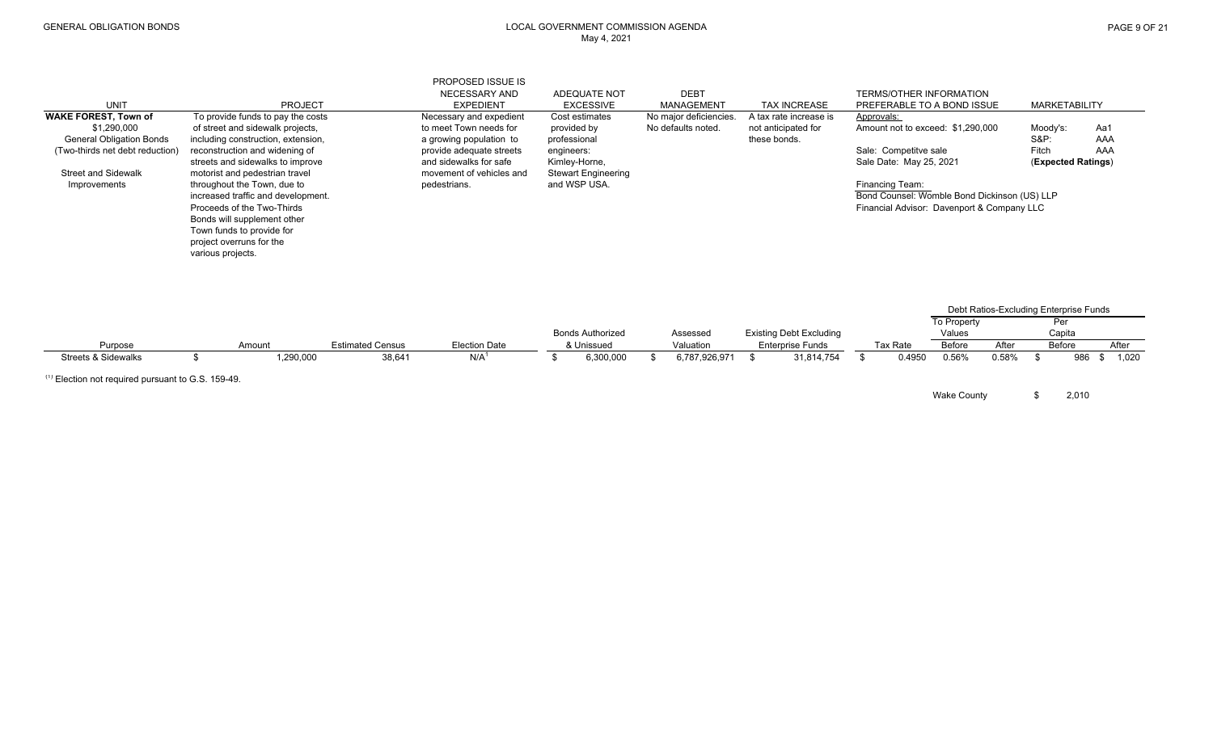| UNIT | PROJECT | PROPOSED ISSUE IS NECESSARY AND EXPEDIENT | ADEQUATE NOT EXCESSIVE | DEBT MANAGEMENT | TAX INCREASE | TERMS/OTHER INFORMATION PREFERABLE TO A BOND ISSUE | MARKETABILITY |
|---|---|---|---|---|---|---|---|
| **WAKE FOREST, Town of**<br>$1,290,000<br>General Obligation Bonds<br>(Two-thirds net debt reduction)<br><br>Street and Sidewalk Improvements | To provide funds to pay the costs of street and sidewalk projects, including construction, extension, reconstruction and widening of streets and sidewalks to improve motorist and pedestrian travel throughout the Town, due to increased traffic and development. Proceeds of the Two-Thirds Bonds will supplement other Town funds to provide for project overruns for the various projects. | Necessary and expedient to meet Town needs for a growing population to provide adequate streets and sidewalks for safe movement of vehicles and pedestrians. | Cost estimates provided by professional engineers: Kimley-Horne, Stewart Engineering and WSP USA. | No major deficiencies. No defaults noted. | A tax rate increase is not anticipated for these bonds. | Approvals:<br>Amount not to exceed: $1,290,000<br><br>Sale: Competitve sale<br>Sale Date: May 25, 2021<br><br>Financing Team:<br>Bond Counsel: Womble Bond Dickinson (US) LLP<br>Financial Advisor: Davenport & Company LLC | Moody's: Aa1<br>S&P: AAA<br>Fitch AAA<br>(**Expected Ratings**) |

| Purpose | Amount | Estimated Census | Election Date | Bonds Authorized & Unissued | Assessed Valuation | Existing Debt Excluding Enterprise Funds | Tax Rate | Debt Ratios-Excluding Enterprise Funds: To Property Values Before | To Property Values After | Per Capita Before | Per Capita After |
|---|---|---|---|---|---|---|---|---|---|---|---|
| Streets & Sidewalks | $ 1,290,000 | 38,641 | N/A[1] | $ 6,300,000 | $ 6,787,926,971 | $ 31,814,754 | $ 0.4950 | 0.56% | 0.58% | $ 986 | $ 1,020 |
| | | | | | | | | Wake County | | $ 2,010 | |

[1] Election not required pursuant to G.S. 159-49.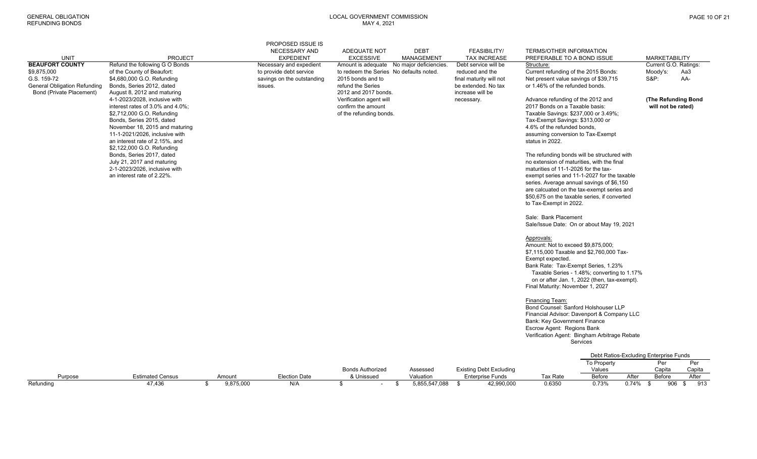| UNIT | PROJECT | PROPOSED ISSUE IS NECESSARY AND EXPEDIENT | ADEQUATE NOT EXCESSIVE | DEBT MANAGEMENT | FEASIBILITY/ TAX INCREASE | TERMS/OTHER INFORMATION PREFERABLE TO A BOND ISSUE | MARKETABILITY |
|---|---|---|---|---|---|---|---|
| **BEAUFORT COUNTY**<br>$9,875,000<br>G.S. 159-72<br>General Obligation Refunding Bond (Private Placement) | Refund the following G O Bonds of the County of Beaufort:<br>$4,680,000 G.O. Refunding Bonds, Series 2012, dated August 8, 2012 and maturing 4-1-2023/2028, inclusive with interest rates of 3.0% and 4.0%;<br>$2,712,000 G.O. Refunding Bonds, Series 2015, dated November 18, 2015 and maturing 11-1-2021/2026, inclusive with an interest rate of 2.15%, and<br>$2,122,000 G.O. Refunding Bonds, Series 2017, dated July 21, 2017 and maturing 2-1-2023/2026, inclusive with an interest rate of 2.22%. | Necessary and expedient to provide debt service savings on the outstanding issues. | Amount is adequate to redeem the Series 2015 bonds and to refund the Series 2012 and 2017 bonds. Verification agent will confirm the amount of the refunding bonds. | No major deficiencies. No defaults noted. | Debt service will be reduced and the final maturity will not be extended. No tax increase will be necessary. | Structure:<br>Current refunding of the 2015 Bonds: Net present value savings of $39,715 or 1.46% of the refunded bonds.<br><br>Advance refunding of the 2012 and 2017 Bonds on a Taxable basis: Taxable Savings: $237,000 or 3.49%; Tax-Exempt Savings: $313,000 or 4.6% of the refunded bonds, assuming conversion to Tax-Exempt status in 2022.<br><br>The refunding bonds will be structured with no extension of maturities, with the final maturities of 11-1-2026 for the tax-exempt series and 11-1-2027 for the taxable series. Average annual savings of $6,150 are calcuated on the tax-exempt series and $50,675 on the taxable series, if converted to Tax-Exempt in 2022.<br><br>Sale: Bank Placement<br>Sale/Issue Date: On or about May 19, 2021<br><br>Approvals:<br>Amount: Not to exceed $9,875,000; $7,115,000 Taxable and $2,760,000 Tax-Exempt expected.<br>Bank Rate: Tax-Exempt Series, 1.23%<br>Taxable Series - 1.48%; converting to 1.17% on or after Jan. 1, 2022 (then, tax-exempt).<br>Final Maturity: November 1, 2027<br><br>Financing Team:<br>Bond Counsel: Sanford Holshouser LLP<br>Financial Advisor: Davenport & Company LLC<br>Bank: Key Government Finance<br>Escrow Agent: Regions Bank<br>Verification Agent: Bingham Arbitrage Rebate Services | Current G.O. Ratings:<br>Moody's: Aa3<br>S&P: AA-<br><br>**(The Refunding Bond will not be rated)** |

| Purpose | Estimated Census | Amount | Election Date | Bonds Authorized & Unissued | Assessed Valuation | Existing Debt Excluding Enterprise Funds | Tax Rate | Debt Ratios-Excluding Enterprise Funds: To Property Values Before | After | Per Capita Before | Per Capita After |
|---|---|---|---|---|---|---|---|---|---|---|---|
| Refunding | 47,436 | $ 9,875,000 | N/A | $ - | $ 5,855,547,088 | $ 42,990,000 | 0.6350 | 0.73% | 0.74% | $ 906 | $ 913 |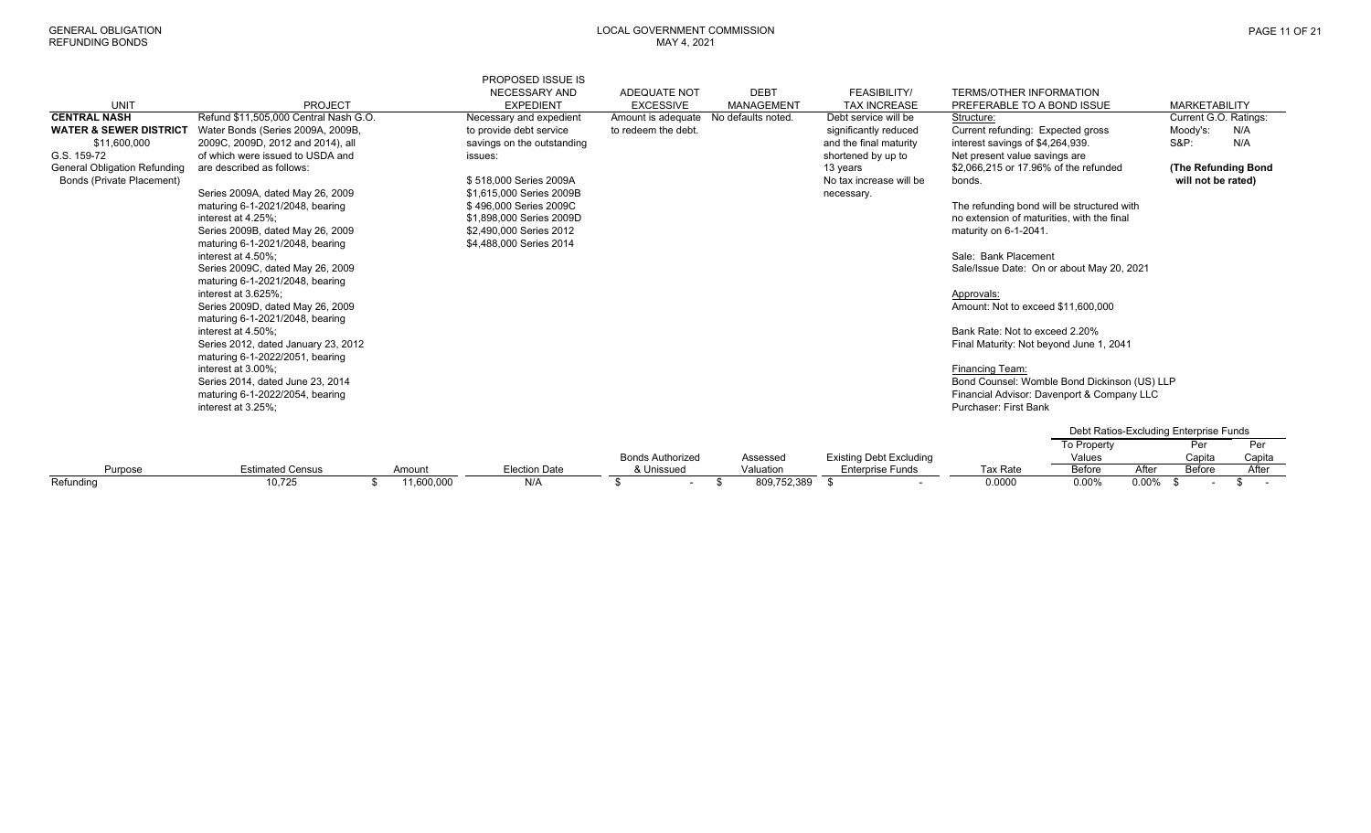| UNIT | PROJECT | PROPOSED ISSUE IS NECESSARY AND EXPEDIENT | ADEQUATE NOT EXCESSIVE | DEBT MANAGEMENT | FEASIBILITY/ TAX INCREASE | TERMS/OTHER INFORMATION PREFERABLE TO A BOND ISSUE | MARKETABILITY |
|---|---|---|---|---|---|---|---|
| **CENTRAL NASH WATER & SEWER DISTRICT**<br>$11,600,000<br>G.S. 159-72<br>General Obligation Refunding Bonds (Private Placement) | Refund $11,505,000 Central Nash G.O. Water Bonds (Series 2009A, 2009B, 2009C, 2009D, 2012 and 2014), all of which were issued to USDA and are described as follows:<br><br>Series 2009A, dated May 26, 2009 maturing 6-1-2021/2048, bearing interest at 4.25%;<br>Series 2009B, dated May 26, 2009 maturing 6-1-2021/2048, bearing interest at 4.50%;<br>Series 2009C, dated May 26, 2009 maturing 6-1-2021/2048, bearing interest at 3.625%;<br>Series 2009D, dated May 26, 2009 maturing 6-1-2021/2048, bearing interest at 4.50%;<br>Series 2012, dated January 23, 2012 maturing 6-1-2022/2051, bearing interest at 3.00%;<br>Series 2014, dated June 23, 2014 maturing 6-1-2022/2054, bearing interest at 3.25%; | Necessary and expedient to provide debt service savings on the outstanding issues:<br><br>$ 518,000 Series 2009A<br>$1,615,000 Series 2009B<br>$ 496,000 Series 2009C<br>$1,898,000 Series 2009D<br>$2,490,000 Series 2012<br>$4,488,000 Series 2014 | Amount is adequate to redeem the debt. | No defaults noted. | Debt service will be significantly reduced and the final maturity shortened by up to 13 years<br>No tax increase will be necessary. | Structure:<br>Current refunding: Expected gross interest savings of $4,264,939.<br>Net present value savings are $2,066,215 or 17.96% of the refunded bonds.<br><br>The refunding bond will be structured with no extension of maturities, with the final maturity on 6-1-2041.<br><br>Sale: Bank Placement<br>Sale/Issue Date: On or about May 20, 2021<br><br>Approvals:<br>Amount: Not to exceed $11,600,000<br><br>Bank Rate: Not to exceed 2.20%<br>Final Maturity: Not beyond June 1, 2041<br><br>Financing Team:<br>Bond Counsel: Womble Bond Dickinson (US) LLP<br>Financial Advisor: Davenport & Company LLC<br>Purchaser: First Bank | Current G.O. Ratings:<br>Moody's: N/A<br>S&P: N/A<br><br>**(The Refunding Bond will not be rated)** |

| Purpose | Estimated Census | Amount | Election Date | Bonds Authorized & Unissued | Assessed Valuation | Existing Debt Excluding Enterprise Funds | Tax Rate | Debt Ratios-Excluding Enterprise Funds: To Property Values Before | After | Per Capita Before | Per Capita After |
|---|---|---|---|---|---|---|---|---|---|---|---|
| Refunding | 10,725 | $ 11,600,000 | N/A | $ - | $ 809,752,389 | $ - | 0.0000 | 0.00% | 0.00% | $ - | $ - |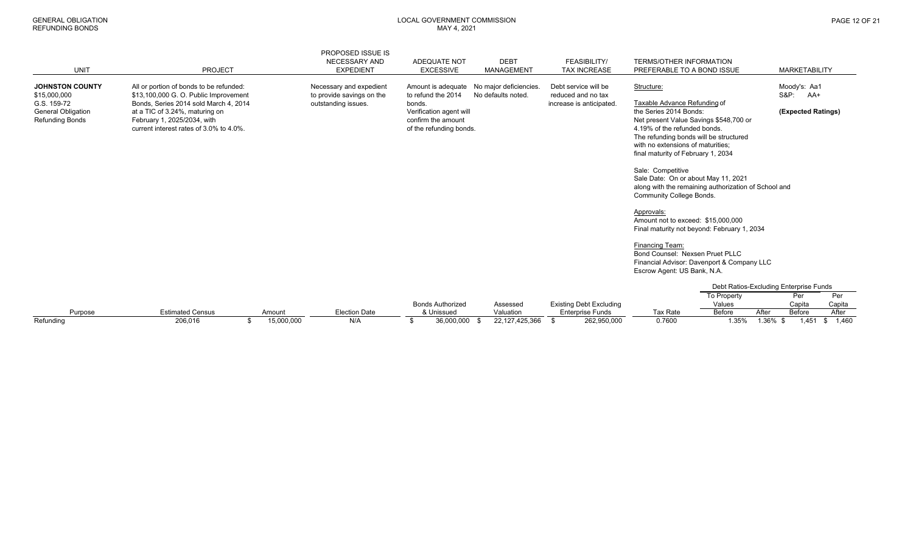| UNIT | PROJECT | PROPOSED ISSUE IS NECESSARY AND EXPEDIENT | ADEQUATE NOT EXCESSIVE | DEBT MANAGEMENT | FEASIBILITY/ TAX INCREASE | TERMS/OTHER INFORMATION PREFERABLE TO A BOND ISSUE | MARKETABILITY |
|---|---|---|---|---|---|---|---|
| **JOHNSTON COUNTY**<br>$15,000,000<br>G.S. 159-72<br>General Obligation<br>Refunding Bonds | All or portion of bonds to be refunded:<br>$13,100,000 G. O. Public Improvement Bonds, Series 2014 sold March 4, 2014 at a TIC of 3.24%, maturing on February 1, 2025/2034, with current interest rates of 3.0% to 4.0%. | Necessary and expedient to provide savings on the outstanding issues. | Amount is adequate to refund the 2014 bonds.<br>Verification agent will confirm the amount of the refunding bonds. | No major deficiencies.<br>No defaults noted. | Debt service will be reduced and no tax increase is anticipated. | Structure:<br><br>Taxable Advance Refunding of the Series 2014 Bonds:<br>Net present Value Savings $548,700 or 4.19% of the refunded bonds.<br>The refunding bonds will be structured with no extensions of maturities; final maturity of February 1, 2034<br><br>Sale: Competitive<br>Sale Date: On or about May 11, 2021 along with the remaining authorization of School and Community College Bonds.<br><br>Approvals:<br>Amount not to exceed: $15,000,000<br>Final maturity not beyond: February 1, 2034<br><br>Financing Team:<br>Bond Counsel: Nexsen Pruet PLLC<br>Financial Advisor: Davenport & Company LLC<br>Escrow Agent: US Bank, N.A. | Moody's: Aa1<br>S&P: AA+<br><br>**(Expected Ratings)** |

| Purpose | Estimated Census | Amount | Election Date | Bonds Authorized & Unissued | Assessed Valuation | Existing Debt Excluding Enterprise Funds | Tax Rate | Debt Ratios-Excluding Enterprise Funds: To Property Values Before | To Property Values After | Per Capita Before | Per Capita After |
|---|---|---|---|---|---|---|---|---|---|---|---|
| Refunding | 206,016 | $ 15,000,000 | N/A | $ 36,000,000 | $ 22,127,425,366 | $ 262,950,000 | 0.7600 | 1.35% | 1.36% | $ 1,451 | $ 1,460 |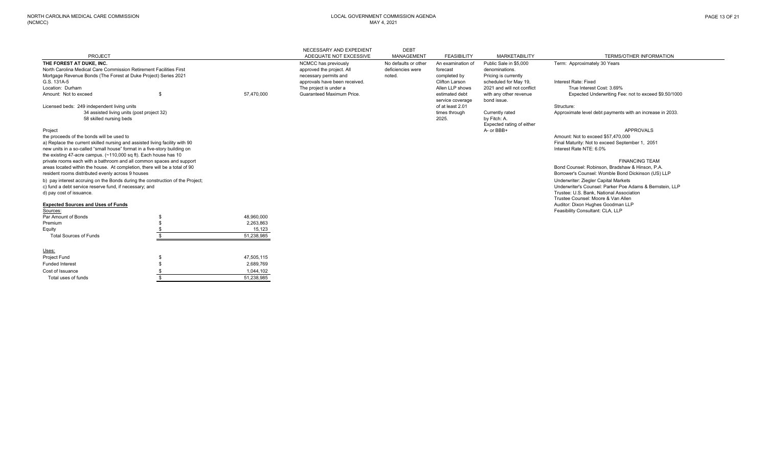NORTH CAROLINA MEDICAL CARE COMMISSION (NCMCC)

LOCAL GOVERNMENT COMMISSION AGENDA
MAY 4, 2021

| PROJECT | NECESSARY AND EXPEDIENT ADEQUATE NOT EXCESSIVE | DEBT MANAGEMENT | FEASIBILITY | MARKETABILITY | TERMS/OTHER INFORMATION |
|---|---|---|---|---|---|
| **THE FOREST AT DUKE, INC.**<br>North Carolina Medical Care Commission Retirement Facilities First Mortgage Revenue Bonds (The Forest at Duke Project) Series 2021<br>G.S. 131A-5<br>Location: Durham<br>Amount: Not to exceed $ 57,470,000<br><br>Licensed beds: 249 independent living units<br>34 assisted living units (post project 32)<br>58 skilled nursing beds | NCMCC has previously approved the project. All necessary permits and approvals have been received. The project is under a Guaranteed Maximum Price. | No defaults or other deficiencies were noted. | An examination of forecast completed by Clifton Larson Allen LLP shows estimated debt service coverage of at least 2.01 times through 2025. | Public Sale in $5,000 denominations. Pricing is currently scheduled for May 19, 2021 and will not conflict with any other revenue bond issue.<br><br>Currently rated by Fitch: A. Expected rating of either A- or BBB+ | Term: Approximately 30 Years<br><br>Interest Rate: Fixed<br>True Interest Cost: 3.69%<br>Expected Underwriting Fee: not to exceed $9.50/1000<br><br>Structure:<br>Approximate level debt payments with an increase in 2033. |

**Project**

the proceeds of the bonds will be used to

a) Replace the current skilled nursing and assisted living facility with 90 new units in a so-called "small house" format in a five-story building on the existing 47-acre campus. (~110,000 sq ft). Each house has 10 private rooms each with a bathroom and all common spaces and support areas located within the house. At completion, there will be a total of 90 resident rooms distributed evenly across 9 houses

b) pay interest accruing on the Bonds during the construction of the Project;

c) fund a debt service reserve fund, if necessary; and

d) pay cost of issuance.

**Expected Sources and Uses of Funds**

| Sources: | | |
|---|---|---|
| Par Amount of Bonds | $ | 48,960,000 |
| Premium | $ | 2,263,863 |
| Equity | $ | 15,123 |
| Total Sources of Funds | $ | 51,238,985 |

| Uses: | | |
|---|---|---|
| Project Fund | $ | 47,505,115 |
| Funded Interest | $ | 2,689,769 |
| Cost of Issuance | $ | 1,044,102 |
| Total uses of funds | $ | 51,238,985 |

**APPROVALS**

Amount: Not to exceed $57,470,000
Final Maturity: Not to exceed September 1, 2051
Interest Rate NTE: 6.0%

**FINANCING TEAM**

Bond Counsel: Robinson, Bradshaw & Hinson, P.A.
Borrower's Counsel: Womble Bond Dickinson (US) LLP
Underwriter: Ziegler Capital Markets
Underwriter's Counsel: Parker Poe Adams & Bernstein, LLP
Trustee: U.S. Bank, National Association
Trustee Counsel: Moore & Van Allen
Auditor: Dixon Hughes Goodman LLP
Feasibility Consultant: CLA, LLP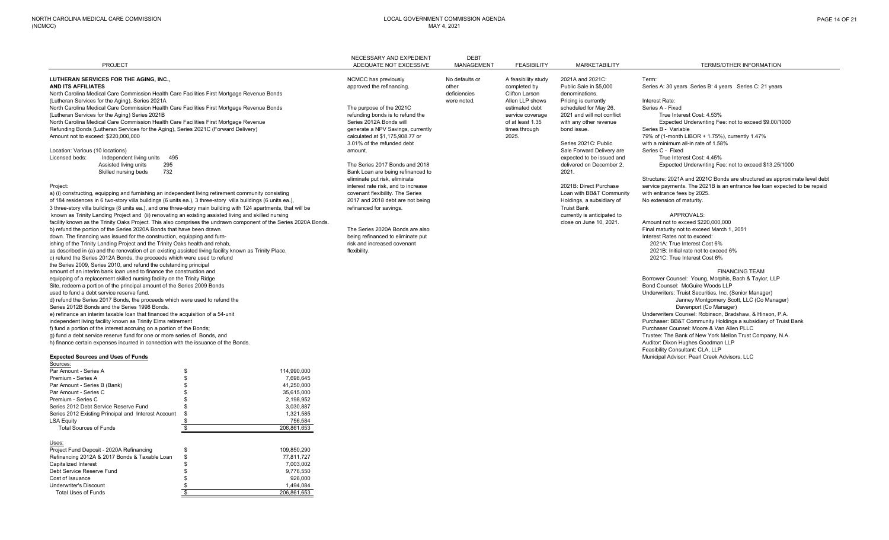| PROJECT | NECESSARY AND EXPEDIENT ADEQUATE NOT EXCESSIVE | DEBT MANAGEMENT | FEASIBILITY | MARKETABILITY | TERMS/OTHER INFORMATION |
|---|---|---|---|---|---|

**LUTHERAN SERVICES FOR THE AGING, INC., AND ITS AFFILIATES**

North Carolina Medical Care Commission Health Care Facilities First Mortgage Revenue Bonds (Lutheran Services for the Aging), Series 2021A

North Carolina Medical Care Commission Health Care Facilities First Mortgage Revenue Bonds (Lutheran Services for the Aging) Series 2021B

North Carolina Medical Care Commission Health Care Facilities First Mortgage Revenue Refunding Bonds (Lutheran Services for the Aging), Series 2021C (Forward Delivery)

Amount not to exceed: $220,000,000

Location: Various (10 locations)

Licensed beds:

| | |
|---|---|
| Independent living units | 495 |
| Assisted living units | 295 |
| Skilled nursing beds | 732 |

Project:

a) (i) constructing, equipping and furnishing an independent living retirement community consisting of 184 residences in 6 two-story villa buildings (6 units ea.), 3 three-story villa buildings (6 units ea.), 3 three-story villa buildings (8 units ea.), and one three-story main building with 124 apartments, that will be known as Trinity Landing Project and (ii) renovating an existing assisted living and skilled nursing facility known as the Trinity Oaks Project. This also comprises the undrawn component of the Series 2020A Bonds.

b) refund the portion of the Series 2020A Bonds that have been drawn down. The financing was issued for the construction, equipping and furnishing of the Trinity Landing Project and the Trinity Oaks health and rehab, as described in (a) and the renovation of an existing assisted living facility known as Trinity Place.

c) refund the Series 2012A Bonds, the proceeds which were used to refund the Series 2009, Series 2010, and refund the outstanding principal amount of an interim bank loan used to finance the construction and equipping of a replacement skilled nursing facility on the Trinity Ridge Site, redeem a portion of the principal amount of the Series 2009 Bonds used to fund a debt service reserve fund.

d) refund the Series 2017 Bonds, the proceeds which were used to refund the Series 2012B Bonds and the Series 1998 Bonds.

e) refinance an interim taxable loan that financed the acquisition of a 54-unit independent living facility known as Trinity Elms retirement

f) fund a portion of the interest accruing on a portion of the Bonds;

g) fund a debt service reserve fund for one or more series of Bonds, and

h) finance certain expenses incurred in connection with the issuance of the Bonds.

**Expected Sources and Uses of Funds**

| Sources: | | |
|---|---|---|
| Par Amount - Series A | $ | 114,990,000 |
| Premium - Series A | $ | 7,698,645 |
| Par Amount - Series B (Bank) | $ | 41,250,000 |
| Par Amount - Series C | $ | 35,615,000 |
| Premium - Series C | $ | 2,198,952 |
| Series 2012 Debt Service Reserve Fund | $ | 3,030,887 |
| Series 2012 Existing Principal and Interest Account | $ | 1,321,585 |
| LSA Equity | $ | 756,584 |
| Total Sources of Funds | $ | 206,861,653 |

| Uses: | | |
|---|---|---|
| Project Fund Deposit - 2020A Refinancing | $ | 109,850,290 |
| Refinancing 2012A & 2017 Bonds & Taxable Loan | $ | 77,811,727 |
| Capitalized Interest | $ | 7,003,002 |
| Debt Service Reserve Fund | $ | 9,776,550 |
| Cost of Issuance | $ | 926,000 |
| Underwriter's Discount | $ | 1,494,084 |
| Total Uses of Funds | $ | 206,861,653 |

**NECESSARY AND EXPEDIENT / ADEQUATE NOT EXCESSIVE:**

NCMCC has previously approved the refinancing.

The purpose of the 2021C refunding bonds is to refund the Series 2012A Bonds will generate a NPV Savings, currently calculated at $1,175,908.77 or 3.01% of the refunded debt amount.

The Series 2017 Bonds and 2018 Bank Loan are being refinanced to eliminate put risk, eliminate interest rate risk, and to increase covenant flexibility. The Series 2017 and 2018 debt are not being refinanced for savings.

The Series 2020A Bonds are also being refinanced to eliminate put risk and increased covenant flexibility.

**DEBT MANAGEMENT:**

No defaults or other deficiencies were noted.

**FEASIBILITY:**

A feasibility study completed by Clifton Larson Allen LLP shows estimated debt service coverage of at least 1.35 times through 2025.

**MARKETABILITY:**

2021A and 2021C: Public Sale in $5,000 denominations. Pricing is currently scheduled for May 26, 2021 and will not conflict with any other revenue bond issue.

Series 2021C: Public Sale Forward Delivery are expected to be issued and delivered on December 2, 2021.

2021B: Direct Purchase Loan with BB&T Community Holdings, a subsidiary of Truist Bank currently is anticipated to close on June 10, 2021.

**TERMS/OTHER INFORMATION:**

Term:
Series A: 30 years Series B: 4 years Series C: 21 years

Interest Rate:

Series A - Fixed
- True Interest Cost: 4.53%
- Expected Underwriting Fee: not to exceed $9.00/1000

Series B - Variable
79% of (1-month LIBOR + 1.75%), currently 1.47% with a minimum all-in rate of 1.58%

Series C - Fixed
- True Interest Cost: 4.45%
- Expected Underwriting Fee: not to exceed $13.25/1000

Structure: 2021A and 2021C Bonds are structured as approximate level debt service payments. The 2021B is an entrance fee loan expected to be repaid with entrance fees by 2025.
No extension of maturity.

APPROVALS:

Amount not to exceed $220,000,000
Final maturity not to exceed March 1, 2051
Interest Rates not to exceed:
- 2021A: True Interest Cost 6%
- 2021B: Initial rate not to exceed 6%
- 2021C: True Interest Cost 6%

FINANCING TEAM

Borrower Counsel: Young, Morphis, Bach & Taylor, LLP
Bond Counsel: McGuire Woods LLP
Underwriters: Truist Securities, Inc. (Senior Manager)
Janney Montgomery Scott, LLC (Co Manager)
Davenport (Co Manager)
Underwriters Counsel: Robinson, Bradshaw, & Hinson, P.A.
Purchaser: BB&T Community Holdings a subsidiary of Truist Bank
Purchaser Counsel: Moore & Van Allen PLLC
Trustee: The Bank of New York Mellon Trust Company, N.A.
Auditor: Dixon Hughes Goodman LLP
Feasibility Consultant: CLA, LLP
Municipal Advisor: Pearl Creek Advisors, LLC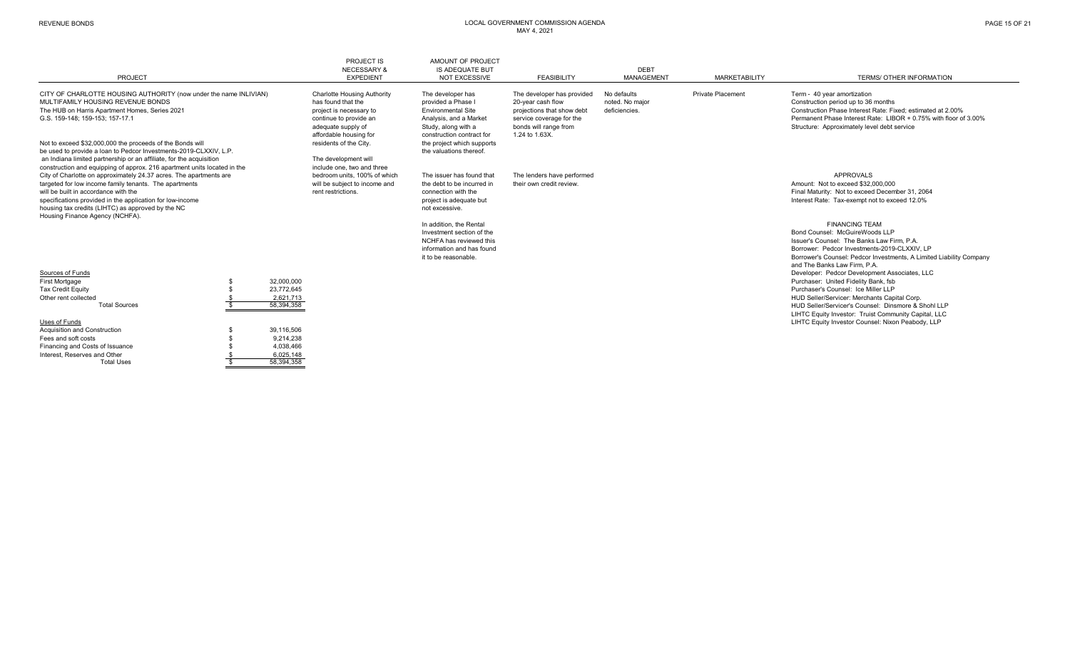# REVENUE BONDS

## LOCAL GOVERNMENT COMMISSION AGENDA
MAY 4, 2021

| PROJECT | PROJECT IS NECESSARY & EXPEDIENT | AMOUNT OF PROJECT IS ADEQUATE BUT NOT EXCESSIVE | FEASIBILITY | DEBT MANAGEMENT | MARKETABILITY | TERMS/ OTHER INFORMATION |
|---|---|---|---|---|---|---|
| CITY OF CHARLOTTE HOUSING AUTHORITY (now under the name INLIVIAN)<br>MULTIFAMILY HOUSING REVENUE BONDS<br>The HUB on Harris Apartment Homes, Series 2021<br>G.S. 159-148; 159-153; 157-17.1<br><br>Not to exceed $32,000,000 the proceeds of the Bonds will be used to provide a loan to Pedcor Investments-2019-CLXXIV, L.P. an Indiana limited partnership or an affiliate, for the acquisition construction and equipping of approx. 216 apartment units located in the City of Charlotte on approximately 24.37 acres. The apartments are targeted for low income family tenants. The apartments will be built in accordance with the specifications provided in the application for low-income housing tax credits (LIHTC) as approved by the NC Housing Finance Agency (NCHFA). | Charlotte Housing Authority has found that the project is necessary to continue to provide an adequate supply of affordable housing for residents of the City.<br><br>The development will include one, two and three bedroom units, 100% of which will be subject to income and rent restrictions. | The developer has provided a Phase I Environmental Site Analysis, and a Market Study, along with a construction contract for the project which supports the valuations thereof.<br><br>The issuer has found that the debt to be incurred in connection with the project is adequate but not excessive.<br><br>In addition, the Rental Investment section of the NCHFA has reviewed this information and has found it to be reasonable. | The developer has provided 20-year cash flow projections that show debt service coverage for the bonds will range from 1.24 to 1.63X.<br><br>The lenders have performed their own credit review. | No defaults noted. No major deficiencies. | Private Placement | Term - 40 year amortization<br>Construction period up to 36 months<br>Construction Phase Interest Rate: Fixed; estimated at 2.00%<br>Permanent Phase Interest Rate: LIBOR + 0.75% with floor of 3.00%<br>Structure: Approximately level debt service<br><br>APPROVALS<br>Amount: Not to exceed $32,000,000<br>Final Maturity: Not to exceed December 31, 2064<br>Interest Rate: Tax-exempt not to exceed 12.0%<br><br>FINANCING TEAM<br>Bond Counsel: McGuireWoods LLP<br>Issuer's Counsel: The Banks Law Firm, P.A.<br>Borrower: Pedcor Investments-2019-CLXXIV, LP<br>Borrower's Counsel: Pedcor Investments, A Limited Liability Company and The Banks Law Firm, P.A.<br>Developer: Pedcor Development Associates, LLC<br>Purchaser: United Fidelity Bank, fsb<br>Purchaser's Counsel: Ice Miller LLP<br>HUD Seller/Servicer: Merchants Capital Corp.<br>HUD Seller/Servicer's Counsel: Dinsmore & Shohl LLP<br>LIHTC Equity Investor: Truist Community Capital, LLC<br>LIHTC Equity Investor Counsel: Nixon Peabody, LLP |

| Sources of Funds | | |
|---|---|---|
| First Mortgage | $ | 32,000,000 |
| Tax Credit Equity | $ | 23,772,645 |
| Other rent collected | $ | 2,621,713 |
| Total Sources | $ | 58,394,358 |

| Uses of Funds | | |
|---|---|---|
| Acquisition and Construction | $ | 39,116,506 |
| Fees and soft costs | $ | 9,214,238 |
| Financing and Costs of Issuance | $ | 4,038,466 |
| Interest, Reserves and Other | $ | 6,025,148 |
| Total Uses | $ | 58,394,358 |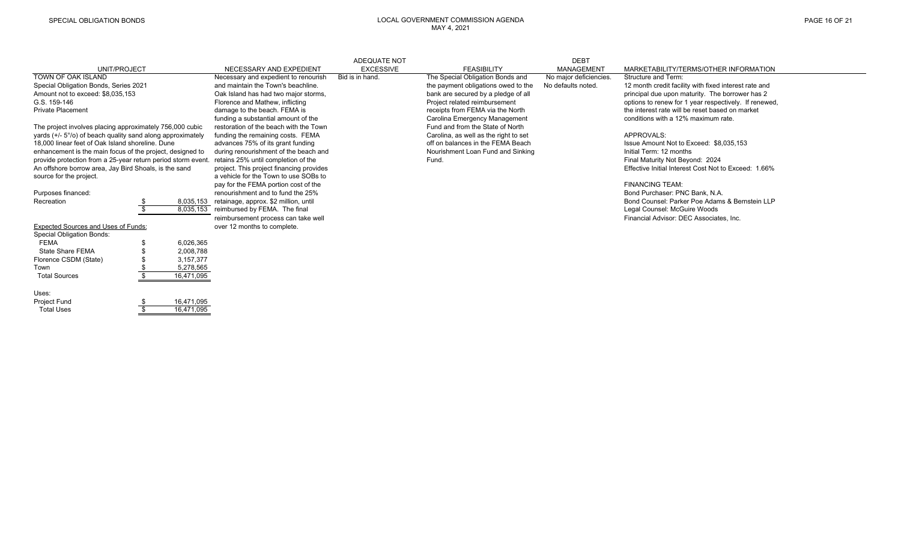| UNIT/PROJECT | NECESSARY AND EXPEDIENT | ADEQUATE NOT EXCESSIVE | FEASIBILITY | DEBT MANAGEMENT | MARKETABILITY/TERMS/OTHER INFORMATION |
|---|---|---|---|---|---|
| TOWN OF OAK ISLAND<br>Special Obligation Bonds, Series 2021<br>Amount not to exceed: $8,035,153<br>G.S. 159-146<br>Private Placement<br><br>The project involves placing approximately 756,000 cubic yards (+/- 5°/o) of beach quality sand along approximately 18,000 linear feet of Oak Island shoreline. Dune enhancement is the main focus of the project, designed to provide protection from a 25-year return period storm event. An offshore borrow area, Jay Bird Shoals, is the sand source for the project. | Necessary and expedient to renourish and maintain the Town's beachline. Oak Island has had two major storms, Florence and Mathew, inflicting damage to the beach. FEMA is funding a substantial amount of the restoration of the beach with the Town funding the remaining costs. FEMA advances 75% of its grant funding during renourishment of the beach and retains 25% until completion of the project. This project financing provides a vehicle for the Town to use SOBs to pay for the FEMA portion cost of the renourishment and to fund the 25% retainage, approx. $2 million, until reimbursed by FEMA. The final reimbursement process can take well over 12 months to complete. | Bid is in hand. | The Special Obligation Bonds and the payment obligations owed to the bank are secured by a pledge of all Project related reimbursement receipts from FEMA via the North Carolina Emergency Management Fund and from the State of North Carolina, as well as the right to set off on balances in the FEMA Beach Nourishment Loan Fund and Sinking Fund. | No major deficiencies.<br>No defaults noted. | Structure and Term:<br>12 month credit facility with fixed interest rate and principal due upon maturity. The borrower has 2 options to renew for 1 year respectively. If renewed, the interest rate will be reset based on market conditions with a 12% maximum rate.<br><br>APPROVALS:<br>Issue Amount Not to Exceed: $8,035,153<br>Initial Term: 12 months<br>Final Maturity Not Beyond: 2024<br>Effective Initial Interest Cost Not to Exceed: 1.66%<br><br>FINANCING TEAM:<br>Bond Purchaser: PNC Bank, N.A.<br>Bond Counsel: Parker Poe Adams & Bernstein LLP<br>Legal Counsel: McGuire Woods<br>Financial Advisor: DEC Associates, Inc. |

Purposes financed:

| | | |
|---|---|---|
| Recreation | $ | 8,035,153 |
| | $ | 8,035,153 |

Expected Sources and Uses of Funds:

| | | |
|---|---|---|
| Special Obligation Bonds: | | |
| FEMA | $ | 6,026,365 |
| State Share FEMA | $ | 2,008,788 |
| Florence CSDM (State) | $ | 3,157,377 |
| Town | $ | 5,278,565 |
| Total Sources | $ | 16,471,095 |
| | | |
| Uses: | | |
| Project Fund | $ | 16,471,095 |
| Total Uses | $ | 16,471,095 |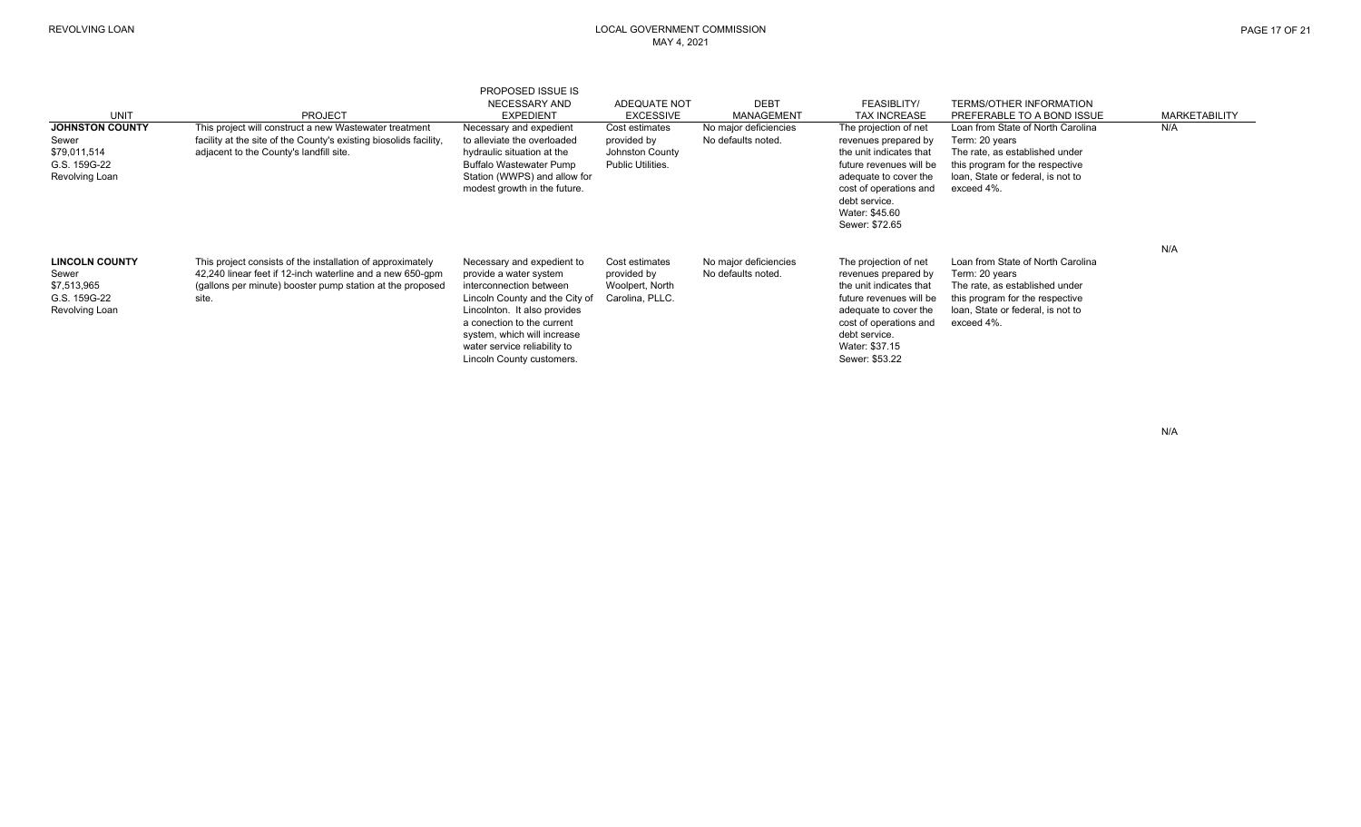| UNIT | PROJECT | PROPOSED ISSUE IS NECESSARY AND EXPEDIENT | ADEQUATE NOT EXCESSIVE | DEBT MANAGEMENT | FEASIBLITY/ TAX INCREASE | TERMS/OTHER INFORMATION PREFERABLE TO A BOND ISSUE | MARKETABILITY |
|---|---|---|---|---|---|---|---|
| **JOHNSTON COUNTY** Sewer $79,011,514 G.S. 159G-22 Revolving Loan | This project will construct a new Wastewater treatment facility at the site of the County's existing biosolids facility, adjacent to the County's landfill site. | Necessary and expedient to alleviate the overloaded hydraulic situation at the Buffalo Wastewater Pump Station (WWPS) and allow for modest growth in the future. | Cost estimates provided by Johnston County Public Utilities. | No major deficiencies No defaults noted. | The projection of net revenues prepared by the unit indicates that future revenues will be adequate to cover the cost of operations and debt service. Water: $45.60 Sewer: $72.65 | Loan from State of North Carolina Term: 20 years The rate, as established under this program for the respective loan, State or federal, is not to exceed 4%. | N/A |
| **LINCOLN COUNTY** Sewer $7,513,965 G.S. 159G-22 Revolving Loan | This project consists of the installation of approximately 42,240 linear feet if 12-inch waterline and a new 650-gpm (gallons per minute) booster pump station at the proposed site. | Necessary and expedient to provide a water system interconnection between Lincoln County and the City of Lincolnton. It also provides a conection to the current system, which will increase water service reliability to Lincoln County customers. | Cost estimates provided by Woolpert, North Carolina, PLLC. | No major deficiencies No defaults noted. | The projection of net revenues prepared by the unit indicates that future revenues will be adequate to cover the cost of operations and debt service. Water: $37.15 Sewer: $53.22 | Loan from State of North Carolina Term: 20 years The rate, as established under this program for the respective loan, State or federal, is not to exceed 4%. | N/A |
| | | | | | | | N/A |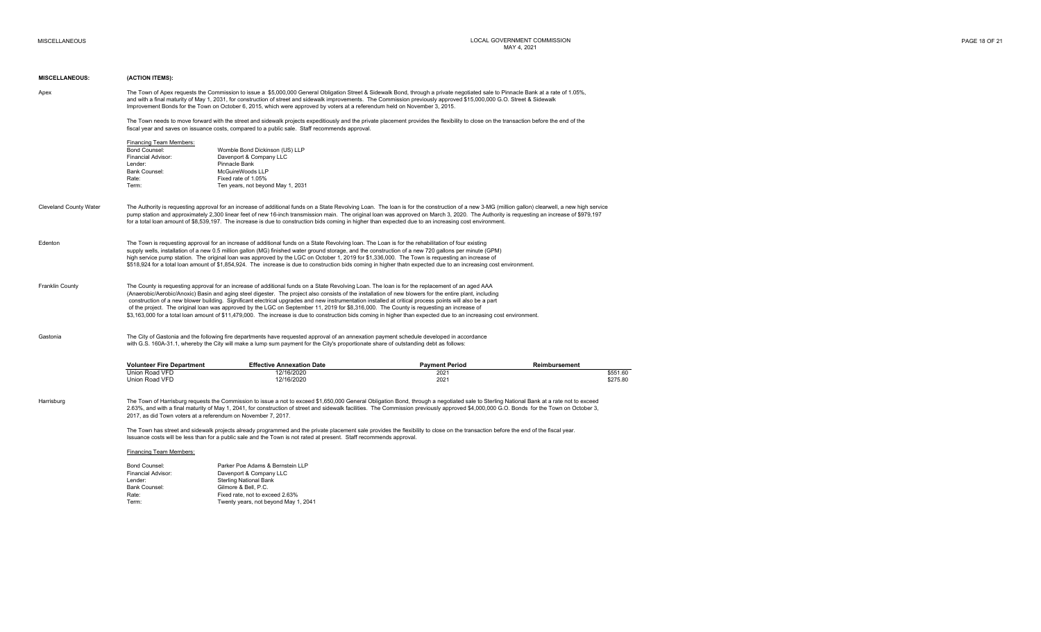## MISCELLANEOUS: (ACTION ITEMS):

### Apex

The Town of Apex requests the Commission to issue a $5,000,000 General Obligation Street & Sidewalk Bond, through a private negotiated sale to Pinnacle Bank at a rate of 1.05%, and with a final maturity of May 1, 2031, for construction of street and sidewalk improvements. The Commission previously approved $15,000,000 G.O. Street & Sidewalk Improvement Bonds for the Town on October 6, 2015, which were approved by voters at a referendum held on November 3, 2015.

The Town needs to move forward with the street and sidewalk projects expeditiously and the private placement provides the flexibility to close on the transaction before the end of the fiscal year and saves on issuance costs, compared to a public sale. Staff recommends approval.

Financing Team Members:

| | |
|---|---|
| Bond Counsel: | Womble Bond Dickinson (US) LLP |
| Financial Advisor: | Davenport & Company LLC |
| Lender: | Pinnacle Bank |
| Bank Counsel: | McGuireWoods LLP |
| Rate: | Fixed rate of 1.05% |
| Term: | Ten years, not beyond May 1, 2031 |

### Cleveland County Water

The Authority is requesting approval for an increase of additional funds on a State Revolving Loan. The loan is for the construction of a new 3-MG (million gallon) clearwell, a new high service pump station and approximately 2,300 linear feet of new 16-inch transmission main. The original loan was approved on March 3, 2020. The Authority is requesting an increase of $979,197 for a total loan amount of $8,539,197. The increase is due to construction bids coming in higher than expected due to an increasing cost environment.

### Edenton

The Town is requesting approval for an increase of additional funds on a State Revolving Loan. The Loan is for the rehabilitation of four existing supply wells, installation of a new 0.5 million gallon (MG) finished water ground storage, and the construction of a new 720 gallons per minute (GPM) high service pump station. The original loan was approved by the LGC on October 1, 2019 for $1,336,000. The Town is requesting an increase of $518,924 for a total loan amount of $1,854,924. The increase is due to construction bids coming in higher thatn expected due to an increasing cost environment.

### Franklin County

The County is requesting approval for an increase of additional funds on a State Revolving Loan. The loan is for the replacement of an aged AAA (Anaerobic/Aerobic/Anoxic) Basin and aging steel digester. The project also consists of the installation of new blowers for the entire plant, including construction of a new blower building. Significant electrical upgrades and new instrumentation installed at critical process points will also be a part of the project. The original loan was approved by the LGC on September 11, 2019 for $8,316,000. The County is requesting an increase of $3,163,000 for a total loan amount of $11,479,000. The increase is due to construction bids coming in higher than expected due to an increasing cost environment.

### Gastonia

The City of Gastonia and the following fire departments have requested approval of an annexation payment schedule developed in accordance with G.S. 160A-31.1, whereby the City will make a lump sum payment for the City's proportionate share of outstanding debt as follows:

| Volunteer Fire Department | Effective Annexation Date | Payment Period | Reimbursement |
|---|---|---|---|
| Union Road VFD | 12/16/2020 | 2021 | $551.60 |
| Union Road VFD | 12/16/2020 | 2021 | $275.80 |

### Harrisburg

The Town of Harrisburg requests the Commission to issue a not to exceed $1,650,000 General Obligation Bond, through a negotiated sale to Sterling National Bank at a rate not to exceed 2.63%, and with a final maturity of May 1, 2041, for construction of street and sidewalk facilities. The Commission previously approved $4,000,000 G.O. Bonds for the Town on October 3, 2017, as did Town voters at a referendum on November 7, 2017.

The Town has street and sidewalk projects already programmed and the private placement sale provides the flexibility to close on the transaction before the end of the fiscal year. Issuance costs will be less than for a public sale and the Town is not rated at present. Staff recommends approval.

Financing Team Members:

| | |
|---|---|
| Bond Counsel: | Parker Poe Adams & Bernstein LLP |
| Financial Advisor: | Davenport & Company LLC |
| Lender: | Sterling National Bank |
| Bank Counsel: | Gilmore & Bell, P.C. |
| Rate: | Fixed rate, not to exceed 2.63% |
| Term: | Twenty years, not beyond May 1, 2041 |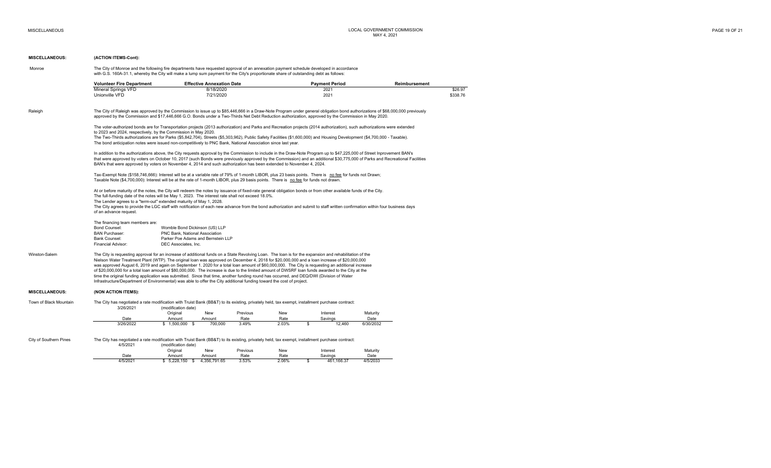**MISCELLANEOUS: (ACTION ITEMS-Cont):**

**Monroe**

The City of Monroe and the following fire departments have requested approval of an annexation payment schedule developed in accordance with G.S. 160A-31.1, whereby the City will make a lump sum payment for the City's proportionate share of outstanding debt as follows:

| Volunteer Fire Department | Effective Annexation Date | Payment Period | Reimbursement |
|---|---|---|---|
| Mineral Springs VFD | 8/18/2020 | 2021 | $26.97 |
| Unionville VFD | 7/21/2020 | 2021 | $338.76 |

**Raleigh**

The City of Raleigh was approved by the Commission to issue up to $85,446,666 in a Draw-Note Program under general obligation bond authorizations of $68,000,000 previously approved by the Commission and $17,446,666 G.O. Bonds under a Two-Thirds Net Debt Reduction authorization, approved by the Commission in May 2020.

The voter-authorized bonds are for Transportation projects (2013 authorization) and Parks and Recreation projects (2014 authorization), such authorizations were extended to 2023 and 2024, respectively, by the Commission in May 2020.
The Two-Thirds authorizations are for Parks ($5,842,704), Streets ($5,303,962), Public Safety Facilities ($1,600,000) and Housing Development ($4,700,000 - Taxable).
The bond anticipation notes were issued non-competitively to PNC Bank, National Association since last year.

In addition to the authorizations above, the City requests approval by the Commission to include in the Draw-Note Program up to $47,225,000 of Street Improvement BAN's that were approved by voters on October 10, 2017 (such Bonds were previously approved by the Commission) and an additional $30,775,000 of Parks and Recreational Facilities BAN's that were approved by voters on November 4, 2014 and such authorization has been extended to November 4, 2024.

Tax-Exempt Note ($158,746,666): Interest will be at a variable rate of 79% of 1-month LIBOR, plus 23 basis points. There is no fee for funds not Drawn;
Taxable Note ($4,700,000): Interest will be at the rate of 1-month LIBOR, plus 29 basis points. There is no fee for funds not drawn.

At or before maturity of the notes, the City will redeem the notes by issuance of fixed-rate general obligation bonds or from other available funds of the City.
The full-funding date of the notes will be May 1, 2023. The interest rate shall not exceed 18.0%.
The Lender agrees to a "term-out" extended maturity of May 1, 2028.
The City agrees to provide the LGC staff with notification of each new advance from the bond authorization and submit to staff written confirmation within four business days of an advance request.

The financing team members are:

| | |
|---|---|
| Bond Counsel: | Womble Bond Dickinson (US) LLP |
| BAN Purchaser: | PNC Bank, National Association |
| Bank Counsel: | Parker Poe Adams and Bernstein LLP |
| Financial Advisor: | DEC Associates, Inc. |

**Winston-Salem**

The City is requesting approval for an increase of additional funds on a State Revolving Loan. The loan is for the expansion and rehabilitation of the Neilson Water Treatment Plant (WTP). The original loan was approved on December 4, 2018 for $20,000,000 and a loan increase of $20,000,000 was approved August 6, 2019 and again on September 1. 2020 for a total loan amount of $60,000,000. The City is requesting an additional increase of $20,000,000 for a total loan amount of $80,000,000. The increase is due to the limited amount of DWSRF loan funds awarded to the City at the time the original funding application was submitted. Since that time, another funding round has occurred, and DEQ/DWI (Division of Water Infrastructure/Department of Environmental) was able to offer the City additional funding toward the cost of project.

**MISCELLANEOUS: (NON ACTION ITEMS):**

**Town of Black Mountain**

The City has negotiated a rate modification with Truist Bank (BB&T) to its existing, privately held, tax exempt, installment purchase contract:
3/26/2021 (modification date)

| Date | Original Amount | New Amount | Previous Rate | New Rate | Interest Savings | Maturity Date |
|---|---|---|---|---|---|---|
| 3/26/2022 | $ 1,500,000 | $ 700,000 | 3.49% | 2.03% | $ 12,460 | 6/30/2032 |

**City of Southern Pines**

The City has negotiated a rate modification with Truist Bank (BB&T) to its existing, privately held, tax exempt, installment purchase contract:
4/5/2021 (modification date)

| Date | Original Amount | New Amount | Previous Rate | New Rate | Interest Savings | Maturity Date |
|---|---|---|---|---|---|---|
| 4/5/2021 | $ 5,228,150 | $ 4,356,791.65 | 3.53% | 2.06% | $ 461,166.37 | 4/5/2033 |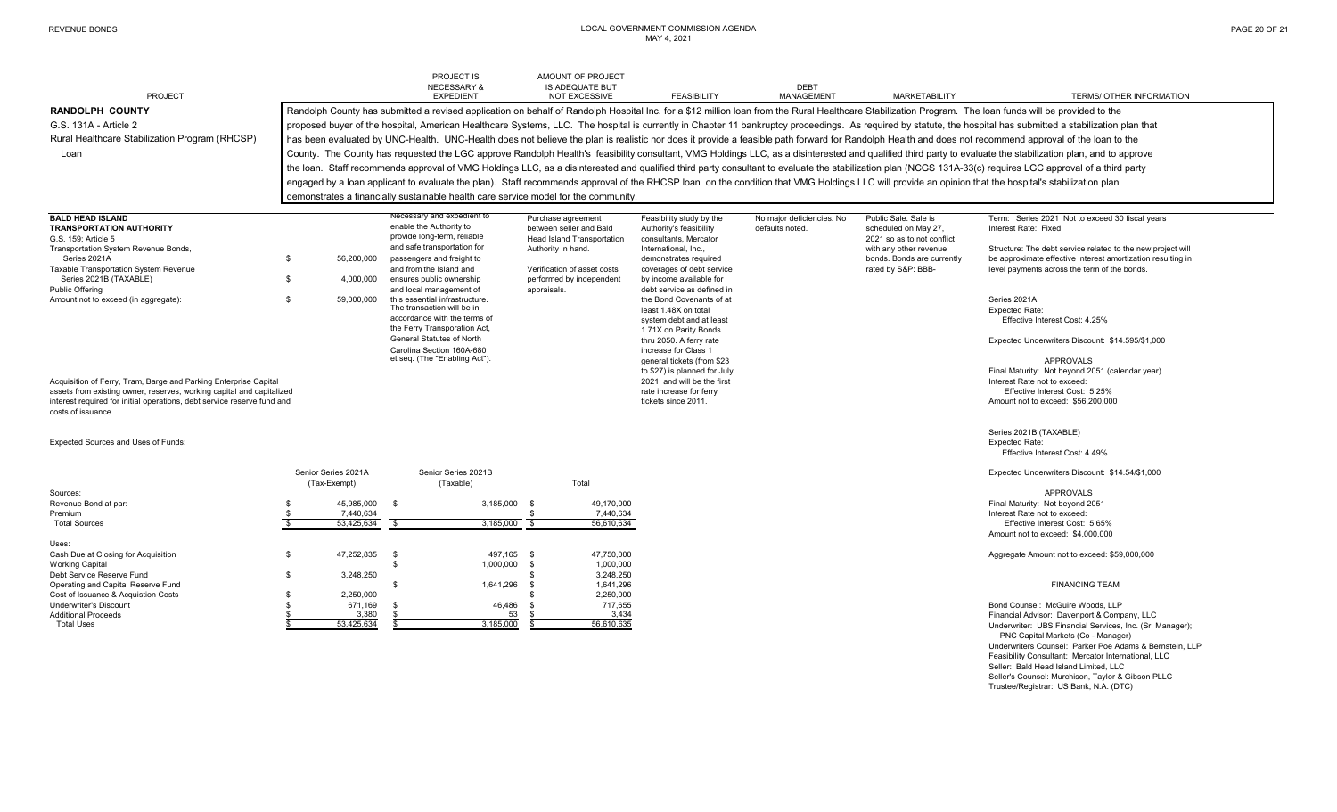| PROJECT | | PROJECT IS NECESSARY & EXPEDIENT | AMOUNT OF PROJECT IS ADEQUATE BUT NOT EXCESSIVE | FEASIBILITY | DEBT MANAGEMENT | MARKETABILITY | TERMS/ OTHER INFORMATION |
|---|---|---|---|---|---|---|---|

**RANDOLPH COUNTY**
G.S. 131A - Article 2
Rural Healthcare Stabilization Program (RHCSP)
Loan

Randolph County has submitted a revised application on behalf of Randolph Hospital Inc. for a $12 million loan from the Rural Healthcare Stabilization Program. The loan funds will be provided to the proposed buyer of the hospital, American Healthcare Systems, LLC. The hospital is currently in Chapter 11 bankruptcy proceedings. As required by statute, the hospital has submitted a stabilization plan that has been evaluated by UNC-Health. UNC-Health does not believe the plan is realistic nor does it provide a feasible path forward for Randolph Health and does not recommend approval of the loan to the County. The County has requested the LGC approve Randolph Health's feasibility consultant, VMG Holdings LLC, as a disinterested and qualified third party consultant to evaluate the stabilization plan, and to approve the loan. Staff recommends approval of VMG Holdings LLC, as a disinterested and qualified third party consultant to evaluate the stabilization plan (NCGS 131A-33(c) requires LGC approval of a third party engaged by a loan applicant to evaluate the plan). Staff recommends approval of the RHCSP loan on the condition that VMG Holdings LLC will provide an opinion that the hospital's stabilization plan demonstrates a financially sustainable health care service model for the community.

**BALD HEAD ISLAND TRANSPORTATION AUTHORITY**
G.S. 159; Article 5
Transportation System Revenue Bonds, Series 2021A — $ 56,200,000
Taxable Transportation System Revenue Series 2021B (TAXABLE) — $ 4,000,000
Public Offering
Amount not to exceed (in aggregate): — $ 59,000,000

Acquisition of Ferry, Tram, Barge and Parking Enterprise Capital assets from existing owner, reserves, working capital and capitalized interest required for initial operations, debt service reserve fund and costs of issuance.

**Project is Necessary & Expedient:** Necessary and expedient to enable the Authority to provide long-term, reliable and safe transportation for passengers and freight to and from the Island and ensures public ownership and local management of this essential infrastructure. The transaction will be in accordance with the terms of the Ferry Transportation Act, General Statutes of North Carolina Section 160A-680 et seq. (The "Enabling Act").

**Amount of Project is Adequate but not Excessive:** Purchase agreement between seller and Bald Head Island Transportation Authority in hand.

Verification of asset costs performed by independent appraisals.

**Feasibility:** Feasibility study by the Authority's feasibility consultants, Mercator International, Inc., demonstrates required coverages of debt service by income available for debt service as defined in the Bond Covenants of at least 1.48X on total system debt and at least 1.71X on Parity Bonds thru 2050. A ferry rate increase for Class 1 general tickets (from $23 to $27) is planned for July 2021, and will be the first rate increase for ferry tickets since 2011.

**Debt Management:** No major deficiencies. No defaults noted.

**Marketability:** Public Sale. Sale is scheduled May 27, 2021 so as to not conflict with any other revenue bonds. Bonds are currently rated by S&P: BBB-

**Expected Sources and Uses of Funds:**

| | Senior Series 2021A (Tax-Exempt) | Senior Series 2021B (Taxable) | Total |
|---|---|---|---|
| Sources: | | | |
| Revenue Bond at par: | $ 45,985,000 | $ 3,185,000 | $ 49,170,000 |
| Premium | $ 7,440,634 | | $ 7,440,634 |
| Total Sources | $ 53,425,634 | $ 3,185,000 | $ 56,610,634 |
| Uses: | | | |
| Cash Due at Closing for Acquisition | $ 47,252,835 | $ 497,165 | $ 47,750,000 |
| Working Capital | | $ 1,000,000 | $ 1,000,000 |
| Debt Service Reserve Fund | $ 3,248,250 | | $ 3,248,250 |
| Operating and Capital Reserve Fund | | $ 1,641,296 | $ 1,641,296 |
| Cost of Issuance & Acquistion Costs | $ 2,250,000 | | $ 2,250,000 |
| Underwriter's Discount | $ 671,169 | $ 46,486 | $ 717,655 |
| Additional Proceeds | $ 3,380 | $ 53 | $ 3,434 |
| Total Uses | $ 53,425,634 | $ 3,185,000 | $ 56,610,635 |

**Terms/Other Information:**

Term: Series 2021 Not to exceed 30 fiscal years
Interest Rate: Fixed

Structure: The debt service related to the new project will be approximate effective interest amortization resulting in level payments across the term of the bonds.

Series 2021A
Expected Rate:
Effective Interest Cost: 4.25%

Expected Underwriters Discount: $14.595/$1,000

APPROVALS
Final Maturity: Not beyond 2051 (calendar year)
Interest Rate not to exceed:
Effective Interest Cost: 5.25%
Amount not to exceed: $56,200,000

Series 2021B (TAXABLE)
Expected Rate:
Effective Interest Cost: 4.49%

Expected Underwriters Discount: $14.54/$1,000

APPROVALS
Final Maturity: Not beyond 2051
Interest Rate not to exceed:
Effective Interest Cost: 5.65%
Amount not to exceed: $4,000,000

Aggregate Amount not to exceed: $59,000,000

FINANCING TEAM

Bond Counsel: McGuire Woods, LLP
Financial Advisor: Davenport & Company, LLC
Underwriter: UBS Financial Services, Inc. (Sr. Manager); PNC Capital Markets (Co - Manager)
Underwriters Counsel: Parker Poe Adams & Bernstein, LLP
Feasibility Consultant: Mercator International, LLC
Seller: Bald Head Island Limited, LLC
Seller's Counsel: Murchison, Taylor & Gibson PLLC
Trustee/Registrar: US Bank, N.A. (DTC)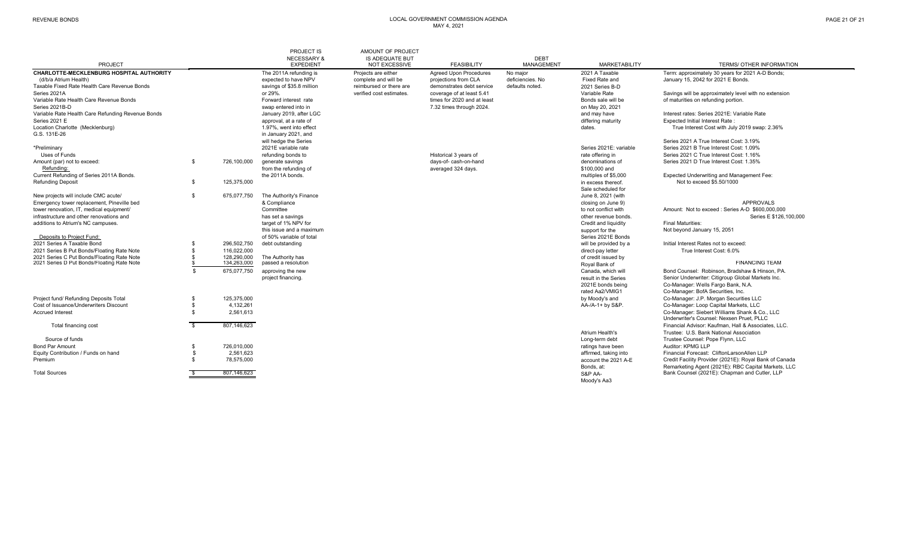REVENUE BONDS

LOCAL GOVERNMENT COMMISSION AGENDA
MAY 4, 2021

| PROJECT | | | PROJECT IS NECESSARY & EXPEDIENT | AMOUNT OF PROJECT IS ADEQUATE BUT NOT EXCESSIVE | FEASIBILITY | DEBT MANAGEMENT | MARKETABILITY | TERMS/ OTHER INFORMATION |
|---|---|---|---|---|---|---|---|---|
| **CHARLOTTE-MECKLENBURG HOSPITAL AUTHORITY**<br>(d/b/a Atrium Health)<br>Taxable Fixed Rate Health Care Revenue Bonds<br>Series 2021A<br>Variable Rate Health Care Revenue Bonds<br>Series 2021B-D<br>Variable Rate Health Care Refunding Revenue Bonds<br>Series 2021 E<br>Location Charlotte (Mecklenburg)<br>G.S. 131E-26 | | | The 2011A refunding is expected to have NPV savings of $35.8 million or 29%.<br>Forward interest rate swap entered into in January 2019, after LGC approval, at a rate of 1.97%, went into effect in January 2021, and will hedge the Series 2021E variable rate refunding bonds to generate savings from the refunding of the 2011A bonds.<br><br>The Authority's Finance & Compliance Committee has set a savings target of 1% NPV for this issue and a maximum of 50% variable of total debt outstanding<br><br>The Authority has passed a resolution approving the new project financing. | Projects are either complete and will be reimbursed or there are verified cost estimates. | Agreed Upon Procedures projections from CLA demonstrates debt service coverage of at least 5.41 times for 2020 and at least 7.32 times through 2024.<br><br>Historical 3 years of days-of- cash-on-hand averaged 324 days. | No major deficiencies. No defaults noted. | 2021 A Taxable Fixed Rate and 2021 Series B-D Variable Rate Bonds sale will be on May 20, 2021 and may have differing maturity dates.<br><br>Series 2021E: variable rate offering in denominations of $100,000 and multiples of $5,000 in excess thereof. Sale scheduled for June 8, 2021 (with closing on June 9) to not conflict with other revenue bonds. Credit and liquidity support for the Series 2021E Bonds will be provided by a direct-pay letter of credit issued by Royal Bank of Canada, which will result in the Series 2021E bonds being rated Aa2/VMIG1 by Moody's and AA-/A-1+ by S&P.<br><br>Atrium Health's Long-term debt ratings have been affirmed, taking into account the 2021 A-E Bonds, at:<br>S&P AA-<br>Moody's Aa3 | Term: approximately 30 years for 2021 A-D Bonds; January 15, 2042 for 2021 E Bonds.<br><br>Savings will be approximately level with no extension of maturities on refunding portion.<br><br>Interest rates: Series 2021E: Variable Rate<br>Expected Initial Interest Rate :<br>True Interest Cost with July 2019 swap: 2.36%<br><br>Series 2021 A True Interest Cost: 3.19%<br>Series 2021 B True Interest Cost: 1.09%<br>Series 2021 C True Interest Cost: 1.16%<br>Series 2021 D True Interest Cost: 1.35%<br><br>Expected Underwriting and Management Fee:<br>Not to exceed $5.50/1000<br><br>APPROVALS<br>Amount: Not to exceed : Series A-D $600,000,000<br>Series E $126,100,000<br>Final Maturities:<br>Not beyond January 15, 2051<br><br>Initial Interest Rates not to exceed:<br>True Interest Cost: 6.0%<br><br>FINANCING TEAM<br>Bond Counsel: Robinson, Bradshaw & Hinson, PA.<br>Senior Underwriter: Citigroup Global Markets Inc.<br>Co-Manager: Wells Fargo Bank, N.A.<br>Co-Manager: BofA Securities, Inc.<br>Co-Manager: J.P. Morgan Securities LLC<br>Co-Manager: Loop Capital Markets, LLC<br>Co-Manager: Siebert Williams Shank & Co., LLC<br>Underwriter's Counsel: Nexsen Pruet, PLLC<br>Financial Advisor: Kaufman, Hall & Associates, LLC.<br>Trustee: U.S. Bank National Association<br>Trustee Counsel: Pope Flynn, LLC<br>Auditor: KPMG LLP<br>Financial Forecast: CliftonLarsonAllen LLP<br>Credit Facility Provider (2021E): Royal Bank of Canada<br>Remarketing Agent (2021E): RBC Capital Markets, LLC<br>Bank Counsel (2021E): Chapman and Cutler, LLP |
| *Preliminary | | | | | | | | |
| Uses of Funds | | | | | | | | |
| Amount (par) not to exceed: | $ | 726,100,000 | | | | | | |
| Refunding: | | | | | | | | |
| Current Refunding of Series 2011A Bonds. | | | | | | | | |
| Refunding Deposit | $ | 125,375,000 | | | | | | |
| New projects will include CMC acute/ Emergency tower replacement, Pineville bed tower renovation, IT, medical equipment/ infrastructure and other renovations and additions to Atrium's NC campuses. | $ | 675,077,750 | | | | | | |
| Deposits to Project Fund: | | | | | | | | |
| 2021 Series A Taxable Bond | $ | 296,502,750 | | | | | | |
| 2021 Series B Put Bonds/Floating Rate Note | $ | 116,022,000 | | | | | | |
| 2021 Series C Put Bonds/Floating Rate Note | $ | 128,290,000 | | | | | | |
| 2021 Series D Put Bonds/Floating Rate Note | $ | 134,263,000 | | | | | | |
| | $ | 675,077,750 | | | | | | |
| Project fund/ Refunding Deposits Total | $ | 125,375,000 | | | | | | |
| Cost of Issuance/Underwriters Discount | $ | 4,132,261 | | | | | | |
| Accrued Interest | $ | 2,561,613 | | | | | | |
| Total financing cost | $ | 807,146,623 | | | | | | |
| Source of funds | | | | | | | | |
| Bond Par Amount | $ | 726,010,000 | | | | | | |
| Equity Contribution / Funds on hand | $ | 2,561,623 | | | | | | |
| Premium | $ | 78,575,000 | | | | | | |
| Total Sources | $ | 807,146,623 | | | | | | |